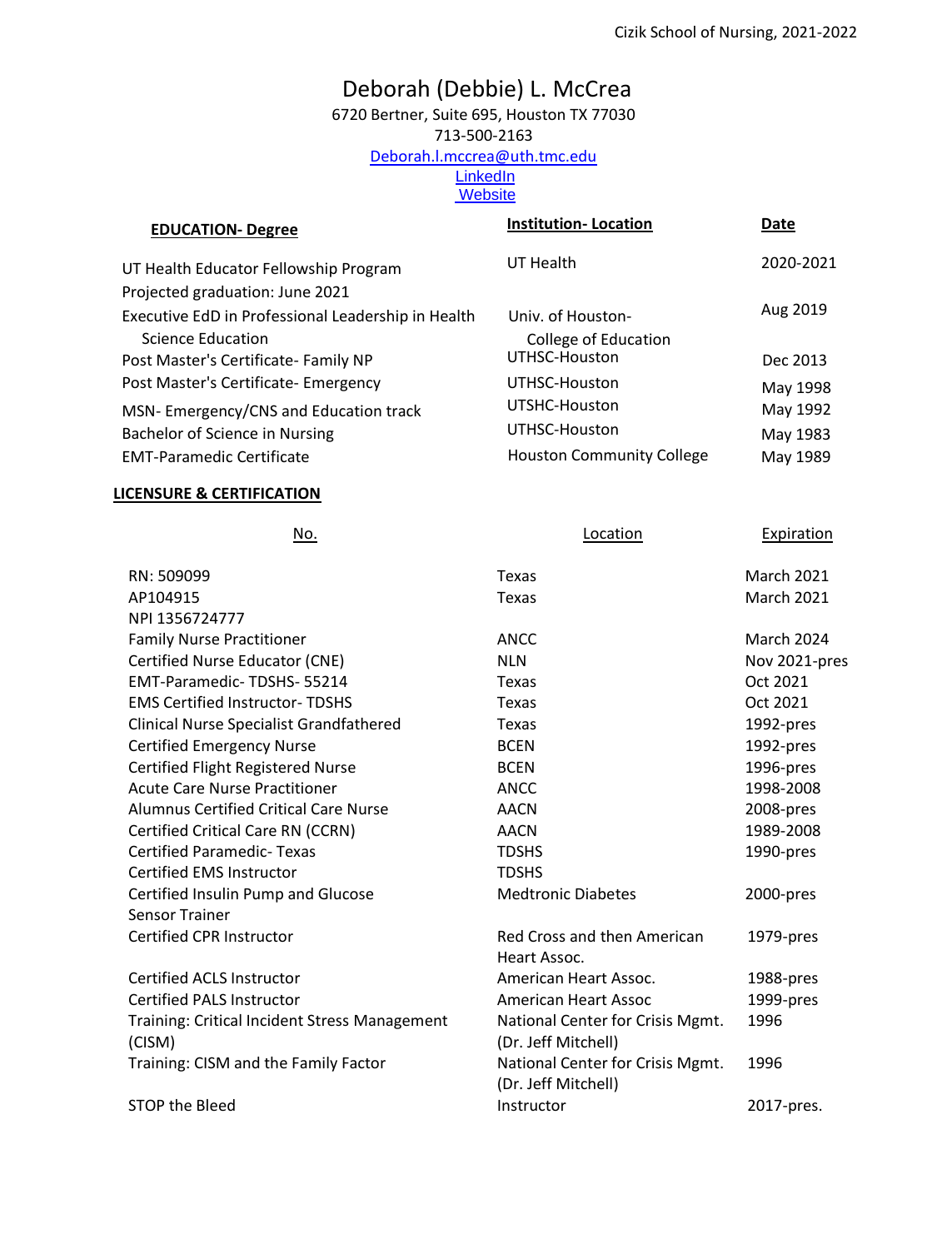# Deborah (Debbie) L. McCrea

6720 Bertner, Suite 695, Houston TX 77030
713-500-2163
Deborah.l.mccrea@uth.tmc.edu
LinkedIn
Website

| EDUCATION- Degree | Institution- Location | Date |
|---|---|---|
| UT Health Educator Fellowship Program Projected graduation: June 2021 | UT Health | 2020-2021 |
| Executive EdD in Professional Leadership in Health Science Education | Univ. of Houston- College of Education | Aug 2019 |
| Post Master's Certificate- Family NP | UTHSC-Houston | Dec 2013 |
| Post Master's Certificate- Emergency | UTHSC-Houston | May 1998 |
| MSN- Emergency/CNS and Education track | UTSHC-Houston | May 1992 |
| Bachelor of Science in Nursing | UTHSC-Houston | May 1983 |
| EMT-Paramedic Certificate | Houston Community College | May 1989 |

## LICENSURE & CERTIFICATION

| No. | Location | Expiration |
|---|---|---|
| RN: 509099 | Texas | March 2021 |
| AP104915 | Texas | March 2021 |
| NPI 1356724777 | | |
| Family Nurse Practitioner | ANCC | March 2024 |
| Certified Nurse Educator (CNE) | NLN | Nov 2021-pres |
| EMT-Paramedic- TDSHS- 55214 | Texas | Oct 2021 |
| EMS Certified Instructor- TDSHS | Texas | Oct 2021 |
| Clinical Nurse Specialist Grandfathered | Texas | 1992-pres |
| Certified Emergency Nurse | BCEN | 1992-pres |
| Certified Flight Registered Nurse | BCEN | 1996-pres |
| Acute Care Nurse Practitioner | ANCC | 1998-2008 |
| Alumnus Certified Critical Care Nurse | AACN | 2008-pres |
| Certified Critical Care RN (CCRN) | AACN | 1989-2008 |
| Certified Paramedic- Texas | TDSHS | 1990-pres |
| Certified EMS Instructor | TDSHS | |
| Certified Insulin Pump and Glucose Sensor Trainer | Medtronic Diabetes | 2000-pres |
| Certified CPR Instructor | Red Cross and then American Heart Assoc. | 1979-pres |
| Certified ACLS Instructor | American Heart Assoc. | 1988-pres |
| Certified PALS Instructor | American Heart Assoc | 1999-pres |
| Training: Critical Incident Stress Management (CISM) | National Center for Crisis Mgmt. (Dr. Jeff Mitchell) | 1996 |
| Training: CISM and the Family Factor | National Center for Crisis Mgmt. (Dr. Jeff Mitchell) | 1996 |
| STOP the Bleed | Instructor | 2017-pres. |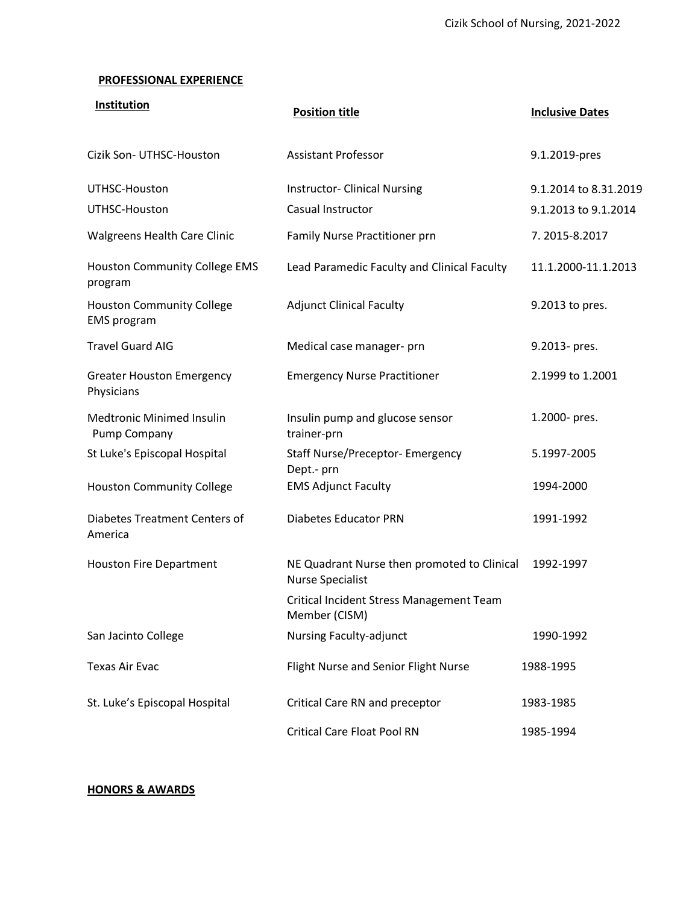**PROFESSIONAL EXPERIENCE**

| Institution | Position title | Inclusive Dates |
|---|---|---|
| Cizik Son- UTHSC-Houston | Assistant Professor | 9.1.2019-pres |
| UTHSC-Houston | Instructor- Clinical Nursing | 9.1.2014 to 8.31.2019 |
| UTHSC-Houston | Casual Instructor | 9.1.2013 to 9.1.2014 |
| Walgreens Health Care Clinic | Family Nurse Practitioner prn | 7. 2015-8.2017 |
| Houston Community College EMS program | Lead Paramedic Faculty and Clinical Faculty | 11.1.2000-11.1.2013 |
| Houston Community College EMS program | Adjunct Clinical Faculty | 9.2013 to pres. |
| Travel Guard AIG | Medical case manager- prn | 9.2013- pres. |
| Greater Houston Emergency Physicians | Emergency Nurse Practitioner | 2.1999 to 1.2001 |
| Medtronic Minimed Insulin Pump Company | Insulin pump and glucose sensor trainer-prn | 1.2000- pres. |
| St Luke's Episcopal Hospital | Staff Nurse/Preceptor- Emergency Dept.- prn | 5.1997-2005 |
| Houston Community College | EMS Adjunct Faculty | 1994-2000 |
| Diabetes Treatment Centers of America | Diabetes Educator PRN | 1991-1992 |
| Houston Fire Department | NE Quadrant Nurse then promoted to Clinical Nurse Specialist | 1992-1997 |
| | Critical Incident Stress Management Team Member (CISM) | |
| San Jacinto College | Nursing Faculty-adjunct | 1990-1992 |
| Texas Air Evac | Flight Nurse and Senior Flight Nurse | 1988-1995 |
| St. Luke's Episcopal Hospital | Critical Care RN and preceptor | 1983-1985 |
| | Critical Care Float Pool RN | 1985-1994 |

**HONORS & AWARDS**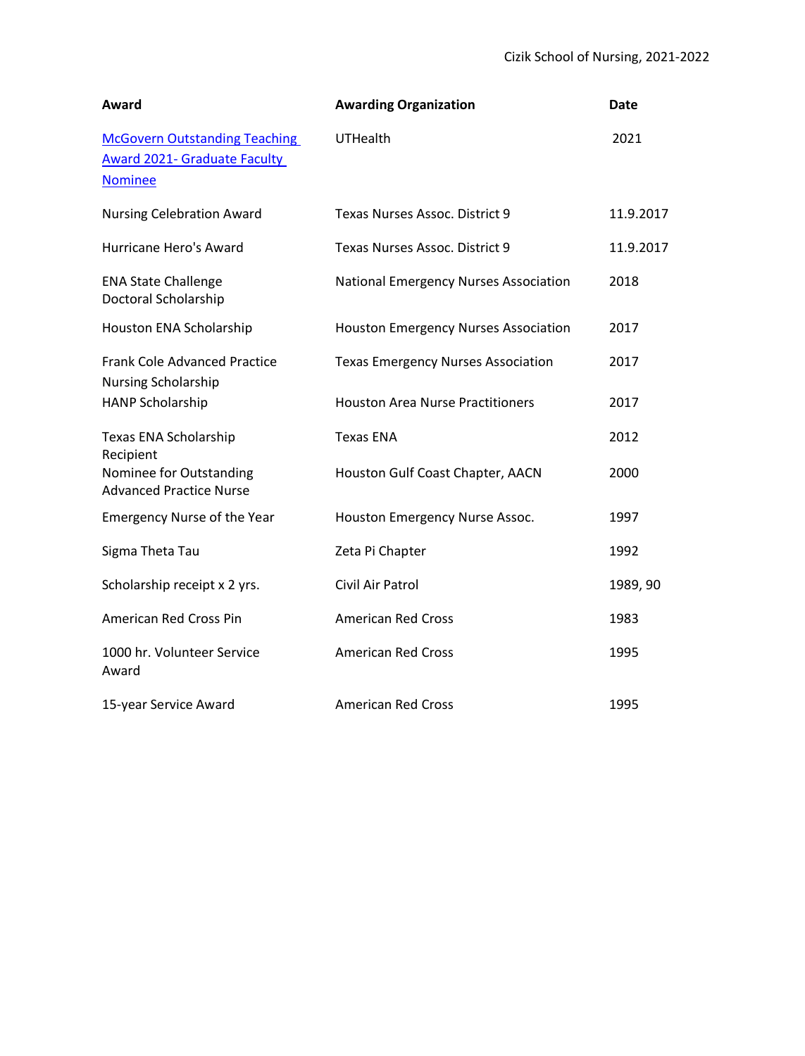| Award | Awarding Organization | Date |
|---|---|---|
| McGovern Outstanding Teaching Award 2021- Graduate Faculty Nominee | UTHealth | 2021 |
| Nursing Celebration Award | Texas Nurses Assoc. District 9 | 11.9.2017 |
| Hurricane Hero's Award | Texas Nurses Assoc. District 9 | 11.9.2017 |
| ENA State Challenge Doctoral Scholarship | National Emergency Nurses Association | 2018 |
| Houston ENA Scholarship | Houston Emergency Nurses Association | 2017 |
| Frank Cole Advanced Practice Nursing Scholarship | Texas Emergency Nurses Association | 2017 |
| HANP Scholarship | Houston Area Nurse Practitioners | 2017 |
| Texas ENA Scholarship Recipient | Texas ENA | 2012 |
| Nominee for Outstanding Advanced Practice Nurse | Houston Gulf Coast Chapter, AACN | 2000 |
| Emergency Nurse of the Year | Houston Emergency Nurse Assoc. | 1997 |
| Sigma Theta Tau | Zeta Pi Chapter | 1992 |
| Scholarship receipt x 2 yrs. | Civil Air Patrol | 1989, 90 |
| American Red Cross Pin | American Red Cross | 1983 |
| 1000 hr. Volunteer Service Award | American Red Cross | 1995 |
| 15-year Service Award | American Red Cross | 1995 |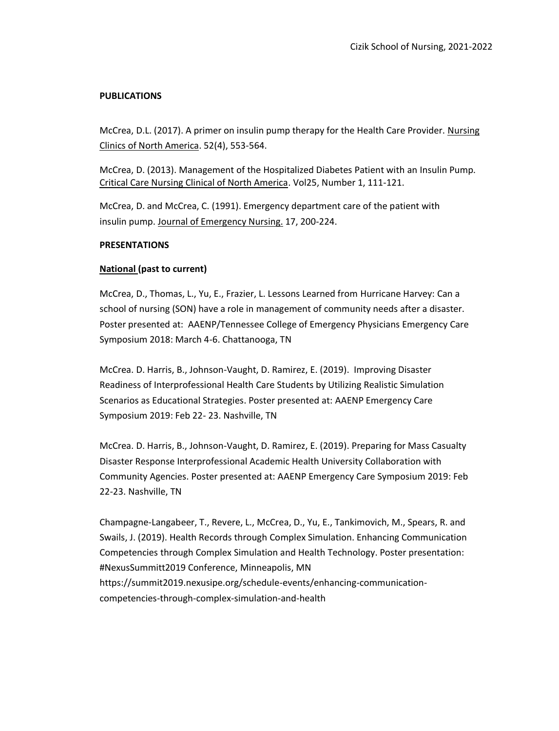## PUBLICATIONS

McCrea, D.L. (2017). A primer on insulin pump therapy for the Health Care Provider. Nursing Clinics of North America. 52(4), 553-564.

McCrea, D. (2013). Management of the Hospitalized Diabetes Patient with an Insulin Pump. Critical Care Nursing Clinical of North America. Vol25, Number 1, 111-121.

McCrea, D. and McCrea, C. (1991). Emergency department care of the patient with insulin pump. Journal of Emergency Nursing. 17, 200-224.

## PRESENTATIONS

### National (past to current)

McCrea, D., Thomas, L., Yu, E., Frazier, L. Lessons Learned from Hurricane Harvey: Can a school of nursing (SON) have a role in management of community needs after a disaster. Poster presented at: AAENP/Tennessee College of Emergency Physicians Emergency Care Symposium 2018: March 4-6. Chattanooga, TN

McCrea. D. Harris, B., Johnson-Vaught, D. Ramirez, E. (2019). Improving Disaster Readiness of Interprofessional Health Care Students by Utilizing Realistic Simulation Scenarios as Educational Strategies. Poster presented at: AAENP Emergency Care Symposium 2019: Feb 22- 23. Nashville, TN

McCrea. D. Harris, B., Johnson-Vaught, D. Ramirez, E. (2019). Preparing for Mass Casualty Disaster Response Interprofessional Academic Health University Collaboration with Community Agencies. Poster presented at: AAENP Emergency Care Symposium 2019: Feb 22-23. Nashville, TN

Champagne-Langabeer, T., Revere, L., McCrea, D., Yu, E., Tankimovich, M., Spears, R. and Swails, J. (2019). Health Records through Complex Simulation. Enhancing Communication Competencies through Complex Simulation and Health Technology. Poster presentation: #NexusSummitt2019 Conference, Minneapolis, MN
https://summit2019.nexusipe.org/schedule-events/enhancing-communication-competencies-through-complex-simulation-and-health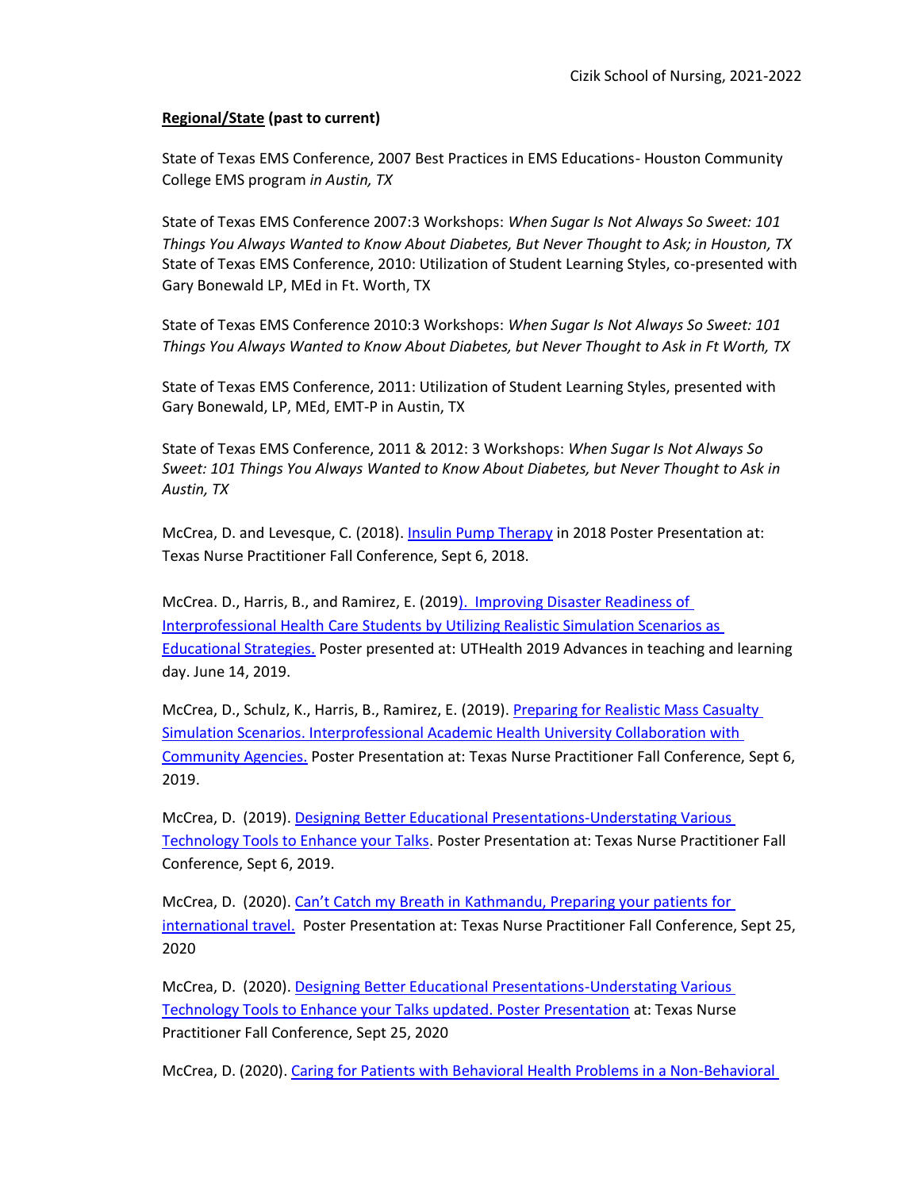**Regional/State (past to current)**

State of Texas EMS Conference, 2007 Best Practices in EMS Educations- Houston Community College EMS program *in Austin, TX*

State of Texas EMS Conference 2007:3 Workshops: *When Sugar Is Not Always So Sweet: 101 Things You Always Wanted to Know About Diabetes, But Never Thought to Ask; in Houston, TX*
State of Texas EMS Conference, 2010: Utilization of Student Learning Styles, co-presented with Gary Bonewald LP, MEd in Ft. Worth, TX

State of Texas EMS Conference 2010:3 Workshops: *When Sugar Is Not Always So Sweet: 101 Things You Always Wanted to Know About Diabetes, but Never Thought to Ask in Ft Worth, TX*

State of Texas EMS Conference, 2011: Utilization of Student Learning Styles, presented with Gary Bonewald, LP, MEd, EMT-P in Austin, TX

State of Texas EMS Conference, 2011 & 2012: 3 Workshops: *When Sugar Is Not Always So Sweet: 101 Things You Always Wanted to Know About Diabetes, but Never Thought to Ask in Austin, TX*

McCrea, D. and Levesque, C. (2018). Insulin Pump Therapy in 2018 Poster Presentation at: Texas Nurse Practitioner Fall Conference, Sept 6, 2018.

McCrea. D., Harris, B., and Ramirez, E. (2019). Improving Disaster Readiness of Interprofessional Health Care Students by Utilizing Realistic Simulation Scenarios as Educational Strategies. Poster presented at: UTHealth 2019 Advances in teaching and learning day. June 14, 2019.

McCrea, D., Schulz, K., Harris, B., Ramirez, E. (2019). Preparing for Realistic Mass Casualty Simulation Scenarios. Interprofessional Academic Health University Collaboration with Community Agencies. Poster Presentation at: Texas Nurse Practitioner Fall Conference, Sept 6, 2019.

McCrea, D. (2019). Designing Better Educational Presentations-Understating Various Technology Tools to Enhance your Talks. Poster Presentation at: Texas Nurse Practitioner Fall Conference, Sept 6, 2019.

McCrea, D. (2020). Can't Catch my Breath in Kathmandu, Preparing your patients for international travel. Poster Presentation at: Texas Nurse Practitioner Fall Conference, Sept 25, 2020

McCrea, D. (2020). Designing Better Educational Presentations-Understating Various Technology Tools to Enhance your Talks updated. Poster Presentation at: Texas Nurse Practitioner Fall Conference, Sept 25, 2020

McCrea, D. (2020). Caring for Patients with Behavioral Health Problems in a Non-Behavioral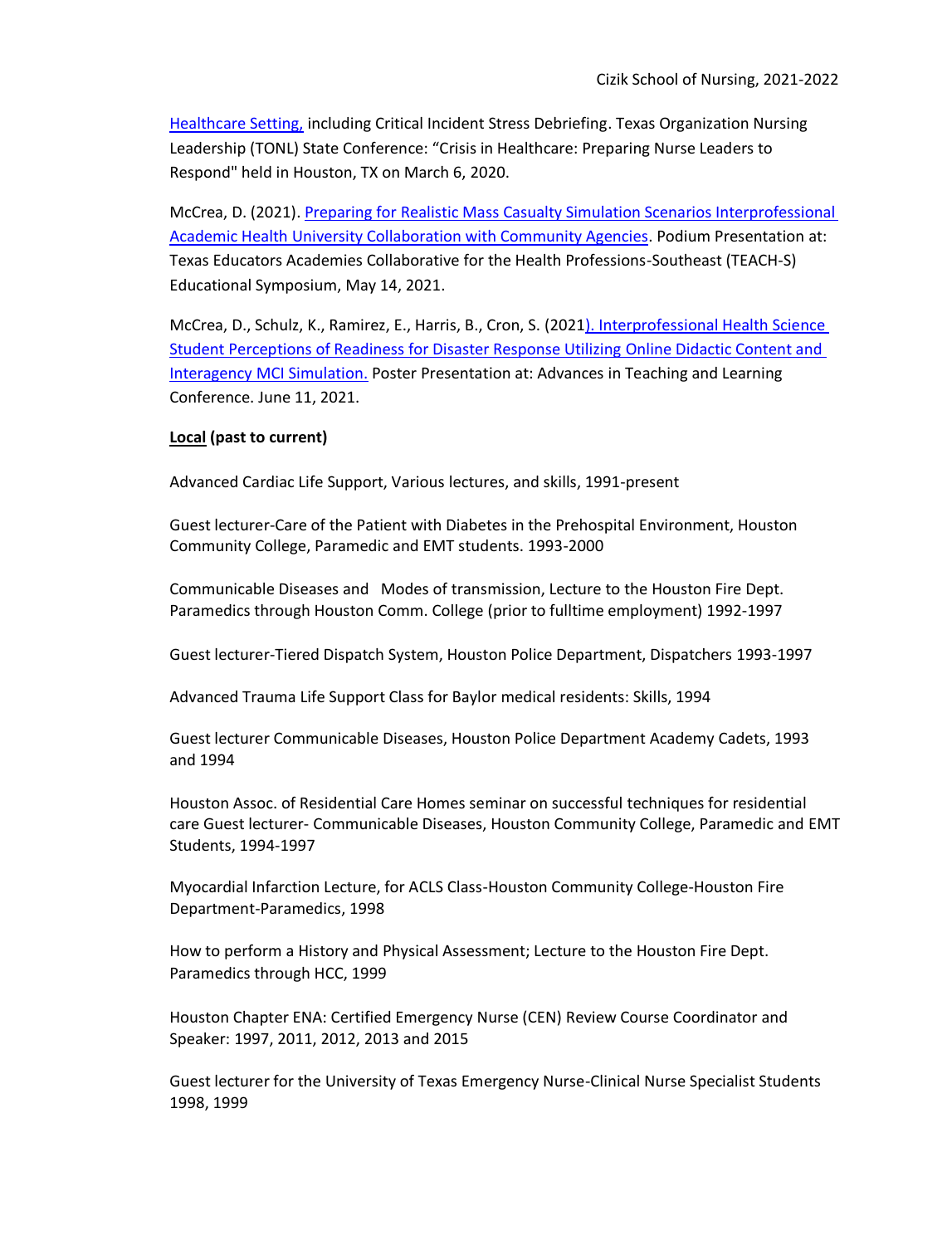Healthcare Setting, including Critical Incident Stress Debriefing. Texas Organization Nursing Leadership (TONL) State Conference: "Crisis in Healthcare: Preparing Nurse Leaders to Respond" held in Houston, TX on March 6, 2020.

McCrea, D. (2021). Preparing for Realistic Mass Casualty Simulation Scenarios Interprofessional Academic Health University Collaboration with Community Agencies. Podium Presentation at: Texas Educators Academies Collaborative for the Health Professions-Southeast (TEACH-S) Educational Symposium, May 14, 2021.

McCrea, D., Schulz, K., Ramirez, E., Harris, B., Cron, S. (2021). Interprofessional Health Science Student Perceptions of Readiness for Disaster Response Utilizing Online Didactic Content and Interagency MCI Simulation. Poster Presentation at: Advances in Teaching and Learning Conference. June 11, 2021.

**Local (past to current)**

Advanced Cardiac Life Support, Various lectures, and skills, 1991-present

Guest lecturer-Care of the Patient with Diabetes in the Prehospital Environment, Houston Community College, Paramedic and EMT students. 1993-2000

Communicable Diseases and Modes of transmission, Lecture to the Houston Fire Dept. Paramedics through Houston Comm. College (prior to fulltime employment) 1992-1997

Guest lecturer-Tiered Dispatch System, Houston Police Department, Dispatchers 1993-1997

Advanced Trauma Life Support Class for Baylor medical residents: Skills, 1994

Guest lecturer Communicable Diseases, Houston Police Department Academy Cadets, 1993 and 1994

Houston Assoc. of Residential Care Homes seminar on successful techniques for residential care Guest lecturer- Communicable Diseases, Houston Community College, Paramedic and EMT Students, 1994-1997

Myocardial Infarction Lecture, for ACLS Class-Houston Community College-Houston Fire Department-Paramedics, 1998

How to perform a History and Physical Assessment; Lecture to the Houston Fire Dept. Paramedics through HCC, 1999

Houston Chapter ENA: Certified Emergency Nurse (CEN) Review Course Coordinator and Speaker: 1997, 2011, 2012, 2013 and 2015

Guest lecturer for the University of Texas Emergency Nurse-Clinical Nurse Specialist Students 1998, 1999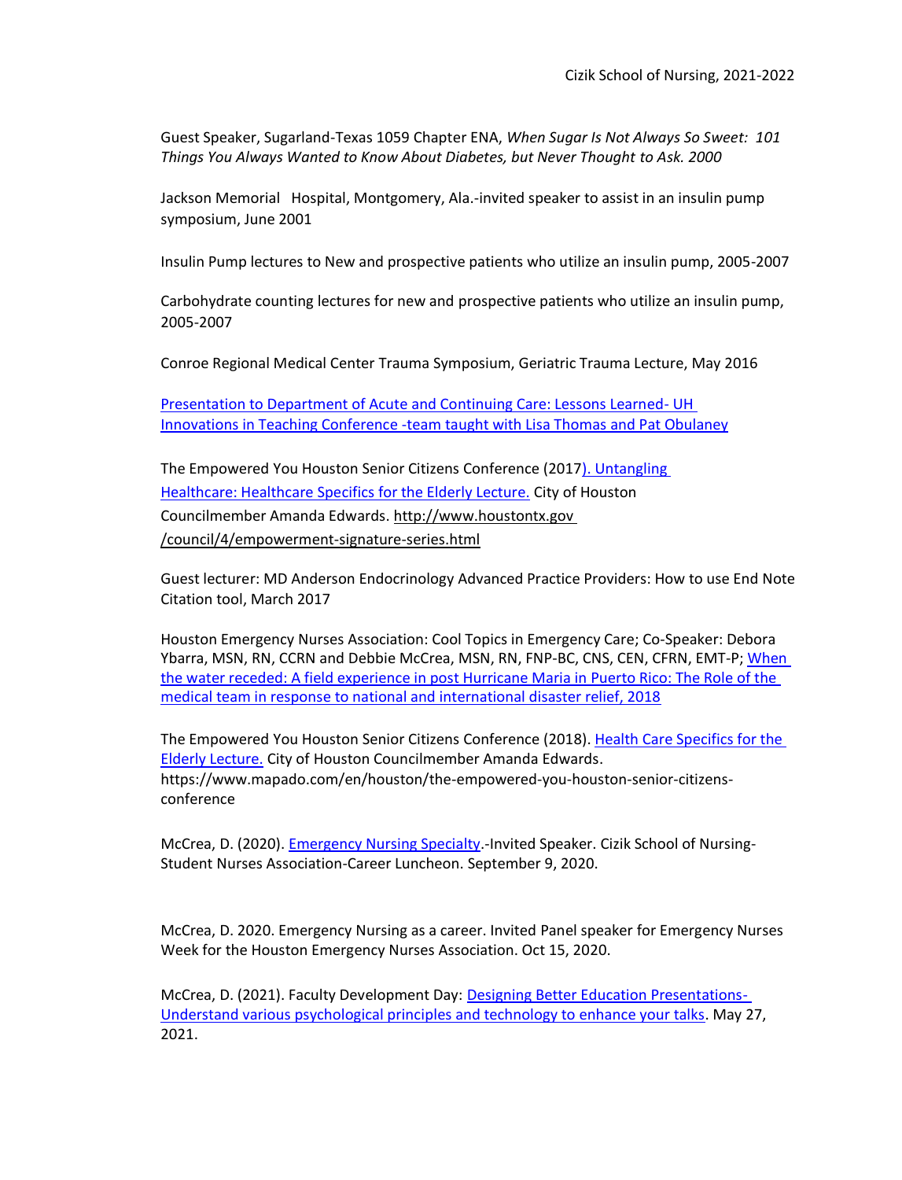Guest Speaker, Sugarland-Texas 1059 Chapter ENA, *When Sugar Is Not Always So Sweet: 101 Things You Always Wanted to Know About Diabetes, but Never Thought to Ask. 2000*

Jackson Memorial Hospital, Montgomery, Ala.-invited speaker to assist in an insulin pump symposium, June 2001

Insulin Pump lectures to New and prospective patients who utilize an insulin pump, 2005-2007

Carbohydrate counting lectures for new and prospective patients who utilize an insulin pump, 2005-2007

Conroe Regional Medical Center Trauma Symposium, Geriatric Trauma Lecture, May 2016

Presentation to Department of Acute and Continuing Care: Lessons Learned- UH Innovations in Teaching Conference -team taught with Lisa Thomas and Pat Obulaney

The Empowered You Houston Senior Citizens Conference (2017). Untangling Healthcare: Healthcare Specifics for the Elderly Lecture. City of Houston Councilmember Amanda Edwards. http://www.houstontx.gov /council/4/empowerment-signature-series.html

Guest lecturer: MD Anderson Endocrinology Advanced Practice Providers: How to use End Note Citation tool, March 2017

Houston Emergency Nurses Association: Cool Topics in Emergency Care; Co-Speaker: Debora Ybarra, MSN, RN, CCRN and Debbie McCrea, MSN, RN, FNP-BC, CNS, CEN, CFRN, EMT-P; When the water receded: A field experience in post Hurricane Maria in Puerto Rico: The Role of the medical team in response to national and international disaster relief, 2018

The Empowered You Houston Senior Citizens Conference (2018). Health Care Specifics for the Elderly Lecture. City of Houston Councilmember Amanda Edwards. https://www.mapado.com/en/houston/the-empowered-you-houston-senior-citizens-conference

McCrea, D. (2020). Emergency Nursing Specialty.-Invited Speaker. Cizik School of Nursing-Student Nurses Association-Career Luncheon. September 9, 2020.

McCrea, D. 2020. Emergency Nursing as a career. Invited Panel speaker for Emergency Nurses Week for the Houston Emergency Nurses Association. Oct 15, 2020.

McCrea, D. (2021). Faculty Development Day: Designing Better Education Presentations-Understand various psychological principles and technology to enhance your talks. May 27, 2021.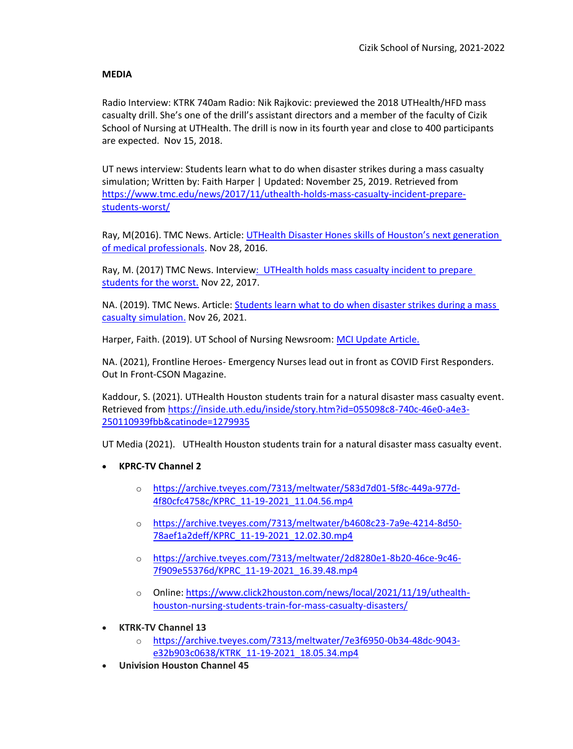**MEDIA**

Radio Interview: KTRK 740am Radio: Nik Rajkovic: previewed the 2018 UTHealth/HFD mass casualty drill. She's one of the drill's assistant directors and a member of the faculty of Cizik School of Nursing at UTHealth. The drill is now in its fourth year and close to 400 participants are expected. Nov 15, 2018.

UT news interview: Students learn what to do when disaster strikes during a mass casualty simulation; Written by: Faith Harper | Updated: November 25, 2019. Retrieved from https://www.tmc.edu/news/2017/11/uthealth-holds-mass-casualty-incident-prepare-students-worst/

Ray, M(2016). TMC News. Article: UTHealth Disaster Hones skills of Houston's next generation of medical professionals. Nov 28, 2016.

Ray, M. (2017) TMC News. Interview: UTHealth holds mass casualty incident to prepare students for the worst. Nov 22, 2017.

NA. (2019). TMC News. Article: Students learn what to do when disaster strikes during a mass casualty simulation. Nov 26, 2021.

Harper, Faith. (2019). UT School of Nursing Newsroom: MCI Update Article.

NA. (2021), Frontline Heroes- Emergency Nurses lead out in front as COVID First Responders. Out In Front-CSON Magazine.

Kaddour, S. (2021). UTHealth Houston students train for a natural disaster mass casualty event. Retrieved from https://inside.uth.edu/inside/story.htm?id=055098c8-740c-46e0-a4e3-250110939fbb&catinode=1279935

UT Media (2021). UTHealth Houston students train for a natural disaster mass casualty event.

- **KPRC-TV Channel 2**
  - https://archive.tveyes.com/7313/meltwater/583d7d01-5f8c-449a-977d-4f80cfc4758c/KPRC_11-19-2021_11.04.56.mp4
  - https://archive.tveyes.com/7313/meltwater/b4608c23-7a9e-4214-8d50-78aef1a2deff/KPRC_11-19-2021_12.02.30.mp4
  - https://archive.tveyes.com/7313/meltwater/2d8280e1-8b20-46ce-9c46-7f909e55376d/KPRC_11-19-2021_16.39.48.mp4
  - Online: https://www.click2houston.com/news/local/2021/11/19/uthealth-houston-nursing-students-train-for-mass-casualty-disasters/
- **KTRK-TV Channel 13**
  - https://archive.tveyes.com/7313/meltwater/7e3f6950-0b34-48dc-9043-e32b903c0638/KTRK_11-19-2021_18.05.34.mp4
- **Univision Houston Channel 45**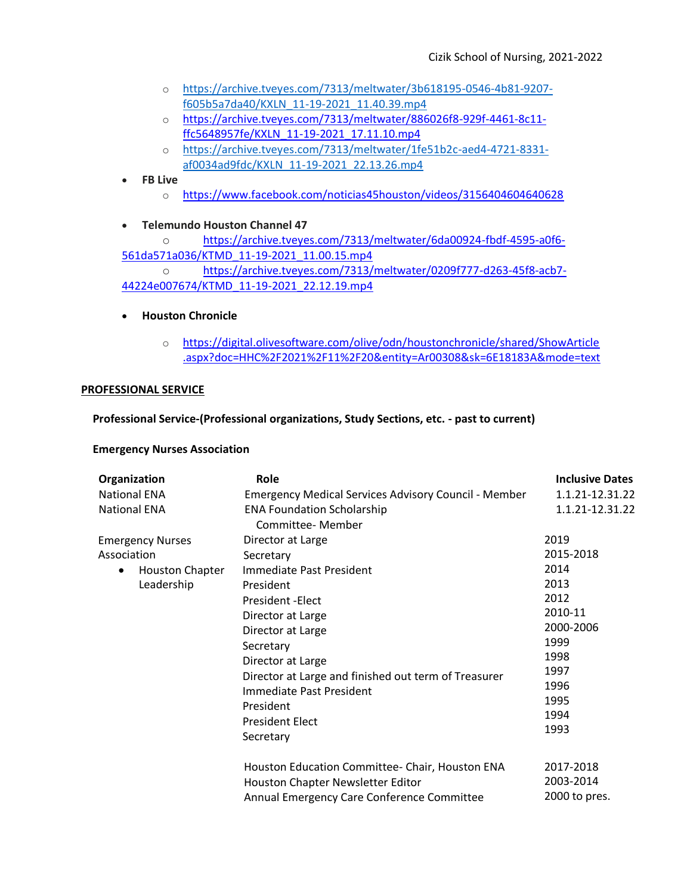- https://archive.tveyes.com/7313/meltwater/3b618195-0546-4b81-9207-f605b5a7da40/KXLN_11-19-2021_11.40.39.mp4
- https://archive.tveyes.com/7313/meltwater/886026f8-929f-4461-8c11-ffc5648957fe/KXLN_11-19-2021_17.11.10.mp4
- https://archive.tveyes.com/7313/meltwater/1fe51b2c-aed4-4721-8331-af0034ad9fdc/KXLN_11-19-2021_22.13.26.mp4

- **FB Live**
  - https://www.facebook.com/noticias45houston/videos/3156404604640628

- **Telemundo Houston Channel 47**
  - https://archive.tveyes.com/7313/meltwater/6da00924-fbdf-4595-a0f6-561da571a036/KTMD_11-19-2021_11.00.15.mp4
  - https://archive.tveyes.com/7313/meltwater/0209f777-d263-45f8-acb7-44224e007674/KTMD_11-19-2021_22.12.19.mp4

- **Houston Chronicle**
  - https://digital.olivesoftware.com/olive/odn/houstonchronicle/shared/ShowArticle.aspx?doc=HHC%2F2021%2F11%2F20&entity=Ar00308&sk=6E18183A&mode=text

## PROFESSIONAL SERVICE

**Professional Service-(Professional organizations, Study Sections, etc. - past to current)**

**Emergency Nurses Association**

| Organization | Role | Inclusive Dates |
|---|---|---|
| National ENA | Emergency Medical Services Advisory Council - Member | 1.1.21-12.31.22 |
| National ENA | ENA Foundation Scholarship Committee- Member | 1.1.21-12.31.22 |
| Emergency Nurses Association | Director at Large | 2019 |
| • Houston Chapter Leadership | Secretary | 2015-2018 |
| | Immediate Past President | 2014 |
| | President | 2013 |
| | President -Elect | 2012 |
| | Director at Large | 2010-11 |
| | Director at Large | 2000-2006 |
| | Secretary | 1999 |
| | Director at Large | 1998 |
| | Director at Large and finished out term of Treasurer | 1997 |
| | Immediate Past President | 1996 |
| | President | 1995 |
| | President Elect | 1994 |
| | Secretary | 1993 |
| | Houston Education Committee- Chair, Houston ENA | 2017-2018 |
| | Houston Chapter Newsletter Editor | 2003-2014 |
| | Annual Emergency Care Conference Committee | 2000 to pres. |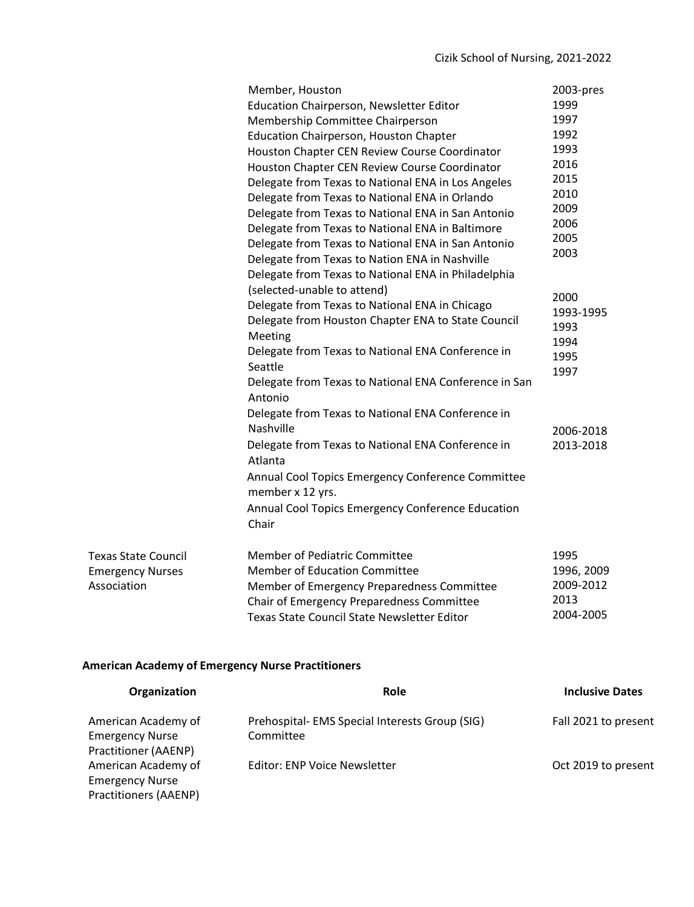| | | |
|---|---|---|
| | Member, Houston | 2003-pres |
| | Education Chairperson, Newsletter Editor | 1999 |
| | Membership Committee Chairperson | 1997 |
| | Education Chairperson, Houston Chapter | 1992 |
| | Houston Chapter CEN Review Course Coordinator | 1993 |
| | Houston Chapter CEN Review Course Coordinator | 2016 |
| | Delegate from Texas to National ENA in Los Angeles | 2015 |
| | Delegate from Texas to National ENA in Orlando | 2010 |
| | Delegate from Texas to National ENA in San Antonio | 2009 |
| | Delegate from Texas to National ENA in Baltimore | 2006 |
| | Delegate from Texas to National ENA in San Antonio | 2005 |
| | Delegate from Texas to Nation ENA in Nashville | 2003 |
| | Delegate from Texas to National ENA in Philadelphia (selected-unable to attend) | |
| | Delegate from Texas to National ENA in Chicago | 2000 |
| | Delegate from Houston Chapter ENA to State Council Meeting | 1993-1995 |
| | Delegate from Texas to National ENA Conference in Seattle | 1993 |
| | Delegate from Texas to National ENA Conference in San Antonio | 1994 |
| | Delegate from Texas to National ENA Conference in Nashville | 1995 |
| | Delegate from Texas to National ENA Conference in Atlanta | 1997 |
| | Annual Cool Topics Emergency Conference Committee member x 12 yrs. | 2006-2018 |
| | Annual Cool Topics Emergency Conference Education Chair | 2013-2018 |
| Texas State Council Emergency Nurses Association | Member of Pediatric Committee | 1995 |
| | Member of Education Committee | 1996, 2009 |
| | Member of Emergency Preparedness Committee | 2009-2012 |
| | Chair of Emergency Preparedness Committee | 2013 |
| | Texas State Council State Newsletter Editor | 2004-2005 |

**American Academy of Emergency Nurse Practitioners**

| Organization | Role | Inclusive Dates |
|---|---|---|
| American Academy of Emergency Nurse Practitioner (AAENP) | Prehospital- EMS Special Interests Group (SIG) Committee | Fall 2021 to present |
| American Academy of Emergency Nurse Practitioners (AAENP) | Editor: ENP Voice Newsletter | Oct 2019 to present |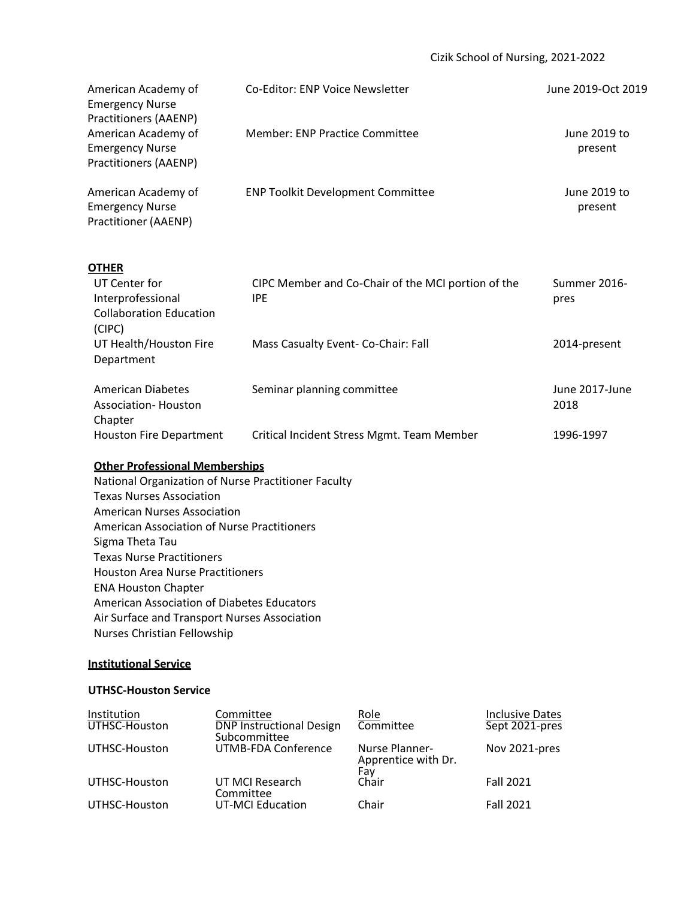| | | |
|---|---|---|
| American Academy of Emergency Nurse Practitioners (AAENP) | Co-Editor: ENP Voice Newsletter | June 2019-Oct 2019 |
| American Academy of Emergency Nurse Practitioners (AAENP) | Member: ENP Practice Committee | June 2019 to present |
| American Academy of Emergency Nurse Practitioner (AAENP) | ENP Toolkit Development Committee | June 2019 to present |

**OTHER**

| | | |
|---|---|---|
| UT Center for Interprofessional Collaboration Education (CIPC) | CIPC Member and Co-Chair of the MCI portion of the IPE | Summer 2016-pres |
| UT Health/Houston Fire Department | Mass Casualty Event- Co-Chair: Fall | 2014-present |
| American Diabetes Association- Houston Chapter | Seminar planning committee | June 2017-June 2018 |
| Houston Fire Department | Critical Incident Stress Mgmt. Team Member | 1996-1997 |

**Other Professional Memberships**

National Organization of Nurse Practitioner Faculty
Texas Nurses Association
American Nurses Association
American Association of Nurse Practitioners
Sigma Theta Tau
Texas Nurse Practitioners
Houston Area Nurse Practitioners
ENA Houston Chapter
American Association of Diabetes Educators
Air Surface and Transport Nurses Association
Nurses Christian Fellowship

**Institutional Service**

**UTHSC-Houston Service**

| Institution | Committee | Role | Inclusive Dates |
|---|---|---|---|
| UTHSC-Houston | DNP Instructional Design Subcommittee | Committee | Sept 2021-pres |
| UTHSC-Houston | UTMB-FDA Conference | Nurse Planner-Apprentice with Dr. Fay | Nov 2021-pres |
| UTHSC-Houston | UT MCI Research Committee | Chair | Fall 2021 |
| UTHSC-Houston | UT-MCI Education | Chair | Fall 2021 |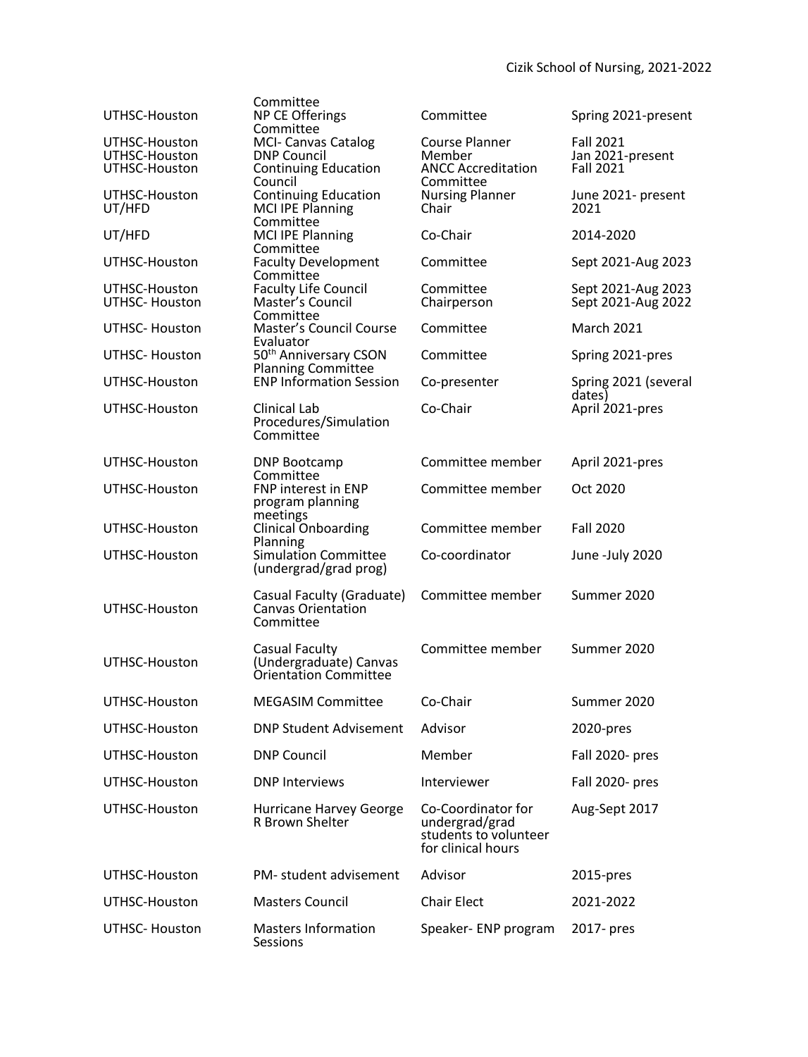| | | | |
|---|---|---|---|
| | Committee | | |
| UTHSC-Houston | NP CE Offerings Committee | Committee | Spring 2021-present |
| UTHSC-Houston | MCI- Canvas Catalog | Course Planner | Fall 2021 |
| UTHSC-Houston | DNP Council | Member | Jan 2021-present |
| UTHSC-Houston | Continuing Education Council | ANCC Accreditation Committee | Fall 2021 |
| UTHSC-Houston | Continuing Education | Nursing Planner | June 2021- present |
| UT/HFD | MCI IPE Planning Committee | Chair | 2021 |
| UT/HFD | MCI IPE Planning Committee | Co-Chair | 2014-2020 |
| UTHSC-Houston | Faculty Development Committee | Committee | Sept 2021-Aug 2023 |
| UTHSC-Houston | Faculty Life Council | Committee | Sept 2021-Aug 2023 |
| UTHSC- Houston | Master's Council Committee | Chairperson | Sept 2021-Aug 2022 |
| UTHSC- Houston | Master's Council Course Evaluator | Committee | March 2021 |
| UTHSC- Houston | 50th Anniversary CSON Planning Committee | Committee | Spring 2021-pres |
| UTHSC-Houston | ENP Information Session | Co-presenter | Spring 2021 (several dates) |
| UTHSC-Houston | Clinical Lab Procedures/Simulation Committee | Co-Chair | April 2021-pres |
| UTHSC-Houston | DNP Bootcamp Committee | Committee member | April 2021-pres |
| UTHSC-Houston | FNP interest in ENP program planning meetings | Committee member | Oct 2020 |
| UTHSC-Houston | Clinical Onboarding Planning | Committee member | Fall 2020 |
| UTHSC-Houston | Simulation Committee (undergrad/grad prog) | Co-coordinator | June -July 2020 |
| UTHSC-Houston | Casual Faculty (Graduate) Canvas Orientation Committee | Committee member | Summer 2020 |
| UTHSC-Houston | Casual Faculty (Undergraduate) Canvas Orientation Committee | Committee member | Summer 2020 |
| UTHSC-Houston | MEGASIM Committee | Co-Chair | Summer 2020 |
| UTHSC-Houston | DNP Student Advisement | Advisor | 2020-pres |
| UTHSC-Houston | DNP Council | Member | Fall 2020- pres |
| UTHSC-Houston | DNP Interviews | Interviewer | Fall 2020- pres |
| UTHSC-Houston | Hurricane Harvey George R Brown Shelter | Co-Coordinator for undergrad/grad students to volunteer for clinical hours | Aug-Sept 2017 |
| UTHSC-Houston | PM- student advisement | Advisor | 2015-pres |
| UTHSC-Houston | Masters Council | Chair Elect | 2021-2022 |
| UTHSC- Houston | Masters Information Sessions | Speaker- ENP program | 2017- pres |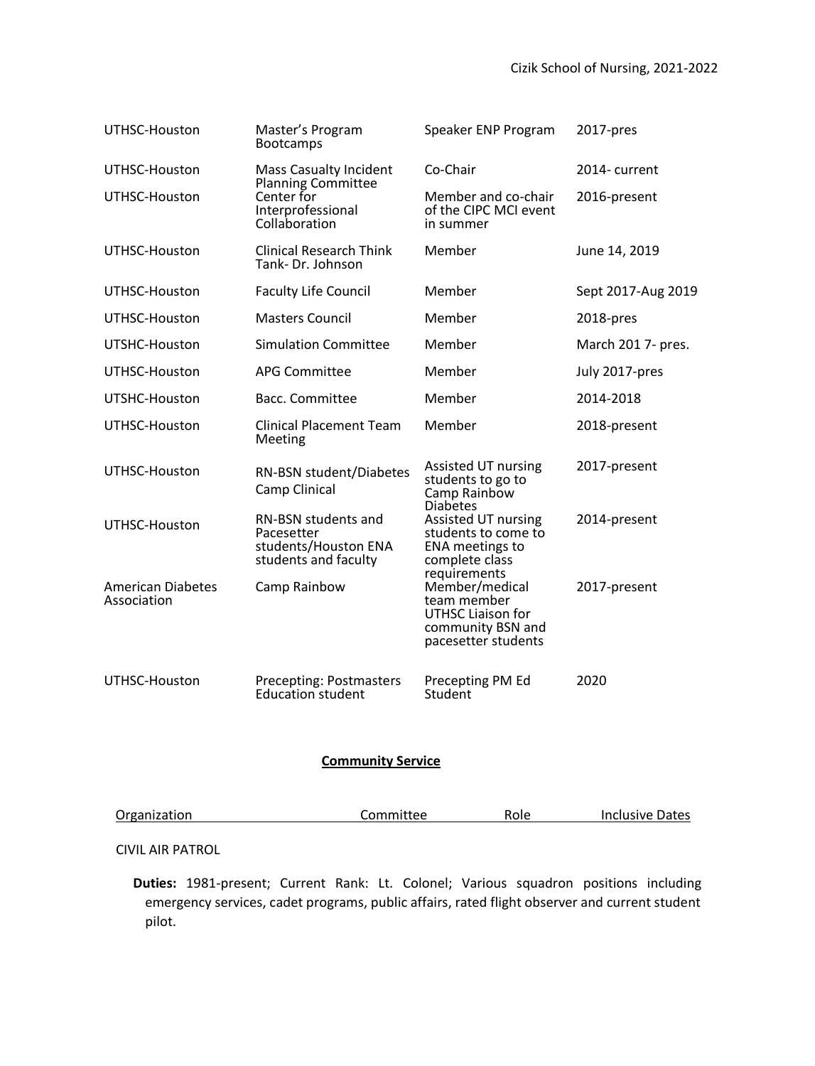| | | | |
|---|---|---|---|
| UTHSC-Houston | Master's Program Bootcamps | Speaker ENP Program | 2017-pres |
| UTHSC-Houston | Mass Casualty Incident Planning Committee | Co-Chair | 2014- current |
| UTHSC-Houston | Center for Interprofessional Collaboration | Member and co-chair of the CIPC MCI event in summer | 2016-present |
| UTHSC-Houston | Clinical Research Think Tank- Dr. Johnson | Member | June 14, 2019 |
| UTHSC-Houston | Faculty Life Council | Member | Sept 2017-Aug 2019 |
| UTHSC-Houston | Masters Council | Member | 2018-pres |
| UTSHC-Houston | Simulation Committee | Member | March 201 7- pres. |
| UTHSC-Houston | APG Committee | Member | July 2017-pres |
| UTSHC-Houston | Bacc. Committee | Member | 2014-2018 |
| UTHSC-Houston | Clinical Placement Team Meeting | Member | 2018-present |
| UTHSC-Houston | RN-BSN student/Diabetes Camp Clinical | Assisted UT nursing students to go to Camp Rainbow Diabetes | 2017-present |
| UTHSC-Houston | RN-BSN students and Pacesetter students/Houston ENA students and faculty | Assisted UT nursing students to come to ENA meetings to complete class requirements | 2014-present |
| American Diabetes Association | Camp Rainbow | Member/medical team member UTHSC Liaison for community BSN and pacesetter students | 2017-present |
| UTHSC-Houston | Precepting: Postmasters Education student | Precepting PM Ed Student | 2020 |

**Community Service**

| Organization | Committee | Role | Inclusive Dates |
|---|---|---|---|

CIVIL AIR PATROL

**Duties:** 1981-present; Current Rank: Lt. Colonel; Various squadron positions including emergency services, cadet programs, public affairs, rated flight observer and current student pilot.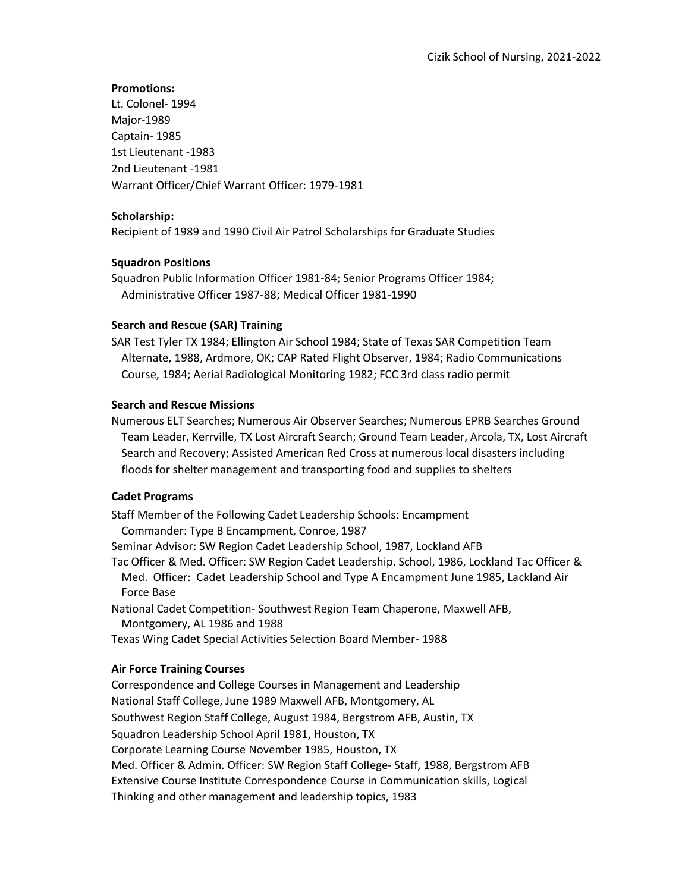**Promotions:**

Lt. Colonel- 1994
Major-1989
Captain- 1985
1st Lieutenant -1983
2nd Lieutenant -1981
Warrant Officer/Chief Warrant Officer: 1979-1981

**Scholarship:**

Recipient of 1989 and 1990 Civil Air Patrol Scholarships for Graduate Studies

**Squadron Positions**

Squadron Public Information Officer 1981-84; Senior Programs Officer 1984; Administrative Officer 1987-88; Medical Officer 1981-1990

**Search and Rescue (SAR) Training**

SAR Test Tyler TX 1984; Ellington Air School 1984; State of Texas SAR Competition Team Alternate, 1988, Ardmore, OK; CAP Rated Flight Observer, 1984; Radio Communications Course, 1984; Aerial Radiological Monitoring 1982; FCC 3rd class radio permit

**Search and Rescue Missions**

Numerous ELT Searches; Numerous Air Observer Searches; Numerous EPRB Searches Ground Team Leader, Kerrville, TX Lost Aircraft Search; Ground Team Leader, Arcola, TX, Lost Aircraft Search and Recovery; Assisted American Red Cross at numerous local disasters including floods for shelter management and transporting food and supplies to shelters

**Cadet Programs**

Staff Member of the Following Cadet Leadership Schools: Encampment Commander: Type B Encampment, Conroe, 1987

Seminar Advisor: SW Region Cadet Leadership School, 1987, Lockland AFB

Tac Officer & Med. Officer: SW Region Cadet Leadership. School, 1986, Lockland Tac Officer & Med. Officer: Cadet Leadership School and Type A Encampment June 1985, Lackland Air Force Base

National Cadet Competition- Southwest Region Team Chaperone, Maxwell AFB, Montgomery, AL 1986 and 1988

Texas Wing Cadet Special Activities Selection Board Member- 1988

**Air Force Training Courses**

Correspondence and College Courses in Management and Leadership
National Staff College, June 1989 Maxwell AFB, Montgomery, AL
Southwest Region Staff College, August 1984, Bergstrom AFB, Austin, TX
Squadron Leadership School April 1981, Houston, TX
Corporate Learning Course November 1985, Houston, TX
Med. Officer & Admin. Officer: SW Region Staff College- Staff, 1988, Bergstrom AFB
Extensive Course Institute Correspondence Course in Communication skills, Logical Thinking and other management and leadership topics, 1983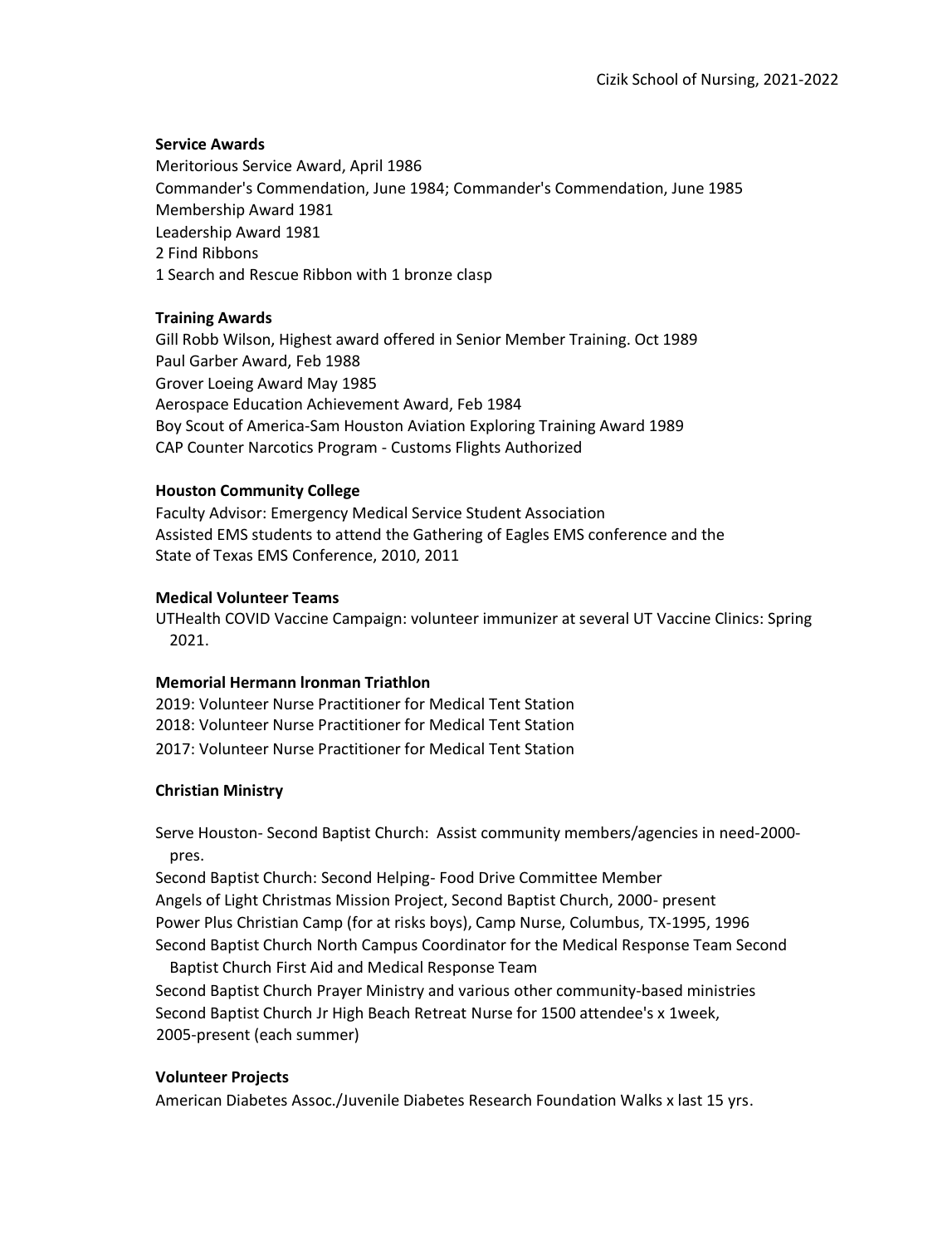**Service Awards**

Meritorious Service Award, April 1986

Commander's Commendation, June 1984; Commander's Commendation, June 1985

Membership Award 1981

Leadership Award 1981

2 Find Ribbons

1 Search and Rescue Ribbon with 1 bronze clasp

**Training Awards**

Gill Robb Wilson, Highest award offered in Senior Member Training. Oct 1989

Paul Garber Award, Feb 1988

Grover Loeing Award May 1985

Aerospace Education Achievement Award, Feb 1984

Boy Scout of America-Sam Houston Aviation Exploring Training Award 1989

CAP Counter Narcotics Program - Customs Flights Authorized

**Houston Community College**

Faculty Advisor: Emergency Medical Service Student Association

Assisted EMS students to attend the Gathering of Eagles EMS conference and the State of Texas EMS Conference, 2010, 2011

**Medical Volunteer Teams**

UTHealth COVID Vaccine Campaign: volunteer immunizer at several UT Vaccine Clinics: Spring 2021.

**Memorial Hermann lronman Triathlon**

2019: Volunteer Nurse Practitioner for Medical Tent Station

2018: Volunteer Nurse Practitioner for Medical Tent Station

2017: Volunteer Nurse Practitioner for Medical Tent Station

**Christian Ministry**

Serve Houston- Second Baptist Church: Assist community members/agencies in need-2000-pres.

Second Baptist Church: Second Helping- Food Drive Committee Member

Angels of Light Christmas Mission Project, Second Baptist Church, 2000- present

Power Plus Christian Camp (for at risks boys), Camp Nurse, Columbus, TX-1995, 1996

Second Baptist Church North Campus Coordinator for the Medical Response Team Second Baptist Church First Aid and Medical Response Team

Second Baptist Church Prayer Ministry and various other community-based ministries

Second Baptist Church Jr High Beach Retreat Nurse for 1500 attendee's x 1week, 2005-present (each summer)

**Volunteer Projects**

American Diabetes Assoc./Juvenile Diabetes Research Foundation Walks x last 15 yrs.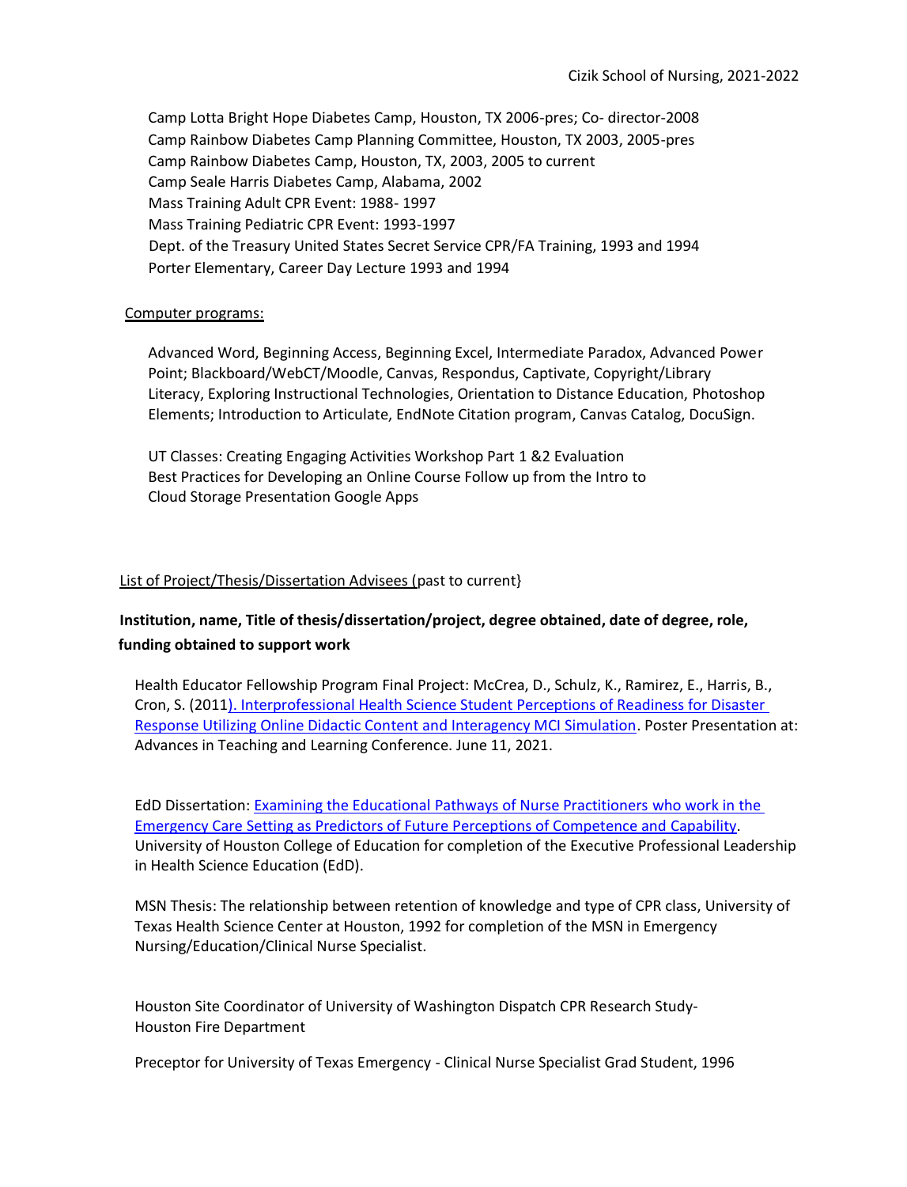Camp Lotta Bright Hope Diabetes Camp, Houston, TX 2006-pres; Co- director-2008
Camp Rainbow Diabetes Camp Planning Committee, Houston, TX 2003, 2005-pres
Camp Rainbow Diabetes Camp, Houston, TX, 2003, 2005 to current
Camp Seale Harris Diabetes Camp, Alabama, 2002
Mass Training Adult CPR Event: 1988- 1997
Mass Training Pediatric CPR Event: 1993-1997
Dept. of the Treasury United States Secret Service CPR/FA Training, 1993 and 1994
Porter Elementary, Career Day Lecture 1993 and 1994

Computer programs:

Advanced Word, Beginning Access, Beginning Excel, Intermediate Paradox, Advanced Power Point; Blackboard/WebCT/Moodle, Canvas, Respondus, Captivate, Copyright/Library Literacy, Exploring Instructional Technologies, Orientation to Distance Education, Photoshop Elements; Introduction to Articulate, EndNote Citation program, Canvas Catalog, DocuSign.

UT Classes: Creating Engaging Activities Workshop Part 1 &2 Evaluation
Best Practices for Developing an Online Course Follow up from the Intro to
Cloud Storage Presentation Google Apps

List of Project/Thesis/Dissertation Advisees (past to current}

**Institution, name, Title of thesis/dissertation/project, degree obtained, date of degree, role, funding obtained to support work**

Health Educator Fellowship Program Final Project: McCrea, D., Schulz, K., Ramirez, E., Harris, B., Cron, S. (2011). Interprofessional Health Science Student Perceptions of Readiness for Disaster Response Utilizing Online Didactic Content and Interagency MCI Simulation. Poster Presentation at: Advances in Teaching and Learning Conference. June 11, 2021.

EdD Dissertation: Examining the Educational Pathways of Nurse Practitioners who work in the Emergency Care Setting as Predictors of Future Perceptions of Competence and Capability. University of Houston College of Education for completion of the Executive Professional Leadership in Health Science Education (EdD).

MSN Thesis: The relationship between retention of knowledge and type of CPR class, University of Texas Health Science Center at Houston, 1992 for completion of the MSN in Emergency Nursing/Education/Clinical Nurse Specialist.

Houston Site Coordinator of University of Washington Dispatch CPR Research Study-Houston Fire Department

Preceptor for University of Texas Emergency - Clinical Nurse Specialist Grad Student, 1996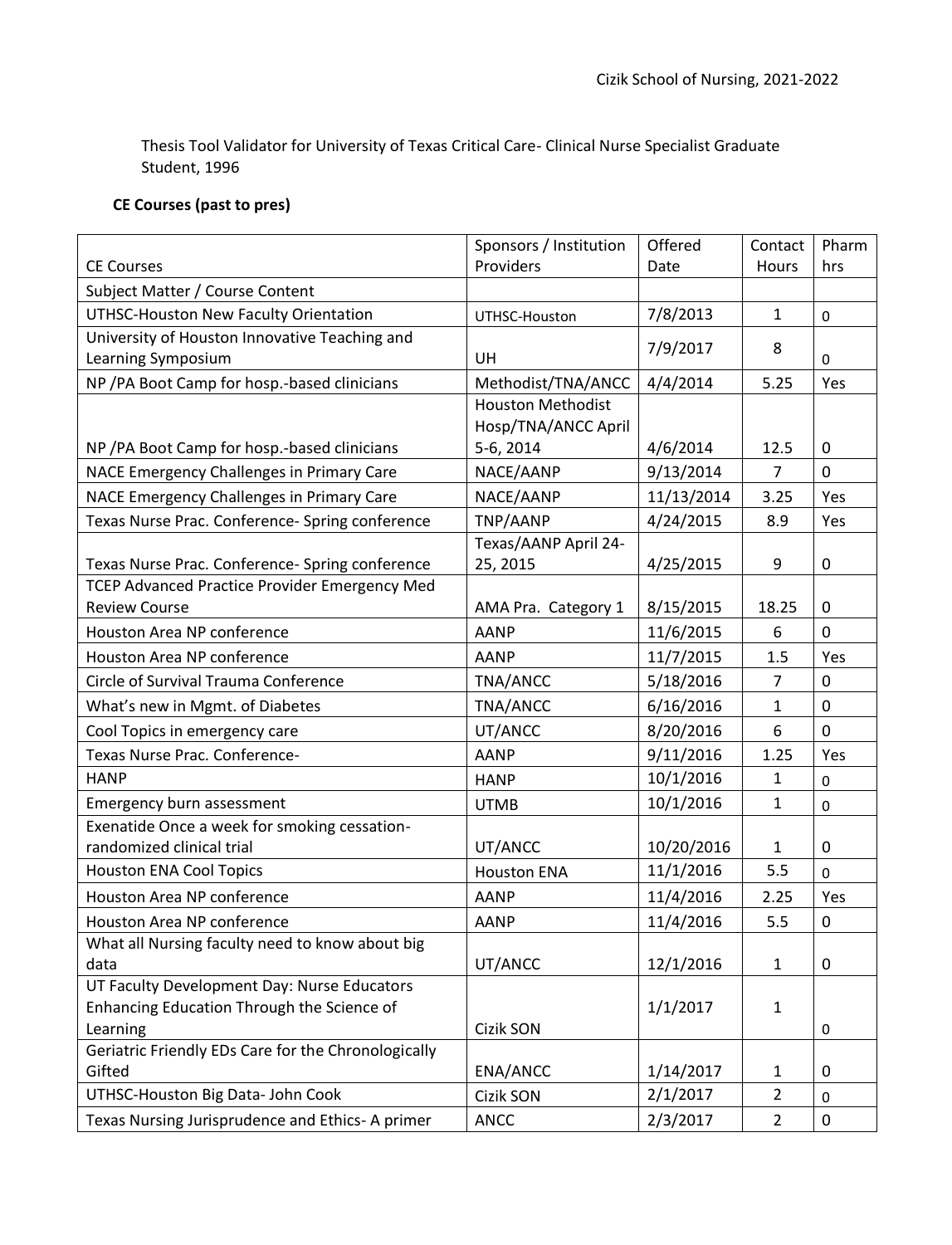Thesis Tool Validator for University of Texas Critical Care- Clinical Nurse Specialist Graduate Student, 1996

**CE Courses (past to pres)**

| CE Courses | Sponsors / Institution Providers | Offered Date | Contact Hours | Pharm hrs |
|---|---|---|---|---|
| Subject Matter / Course Content | | | | |
| UTHSC-Houston New Faculty Orientation | UTHSC-Houston | 7/8/2013 | 1 | 0 |
| University of Houston Innovative Teaching and Learning Symposium | UH | 7/9/2017 | 8 | 0 |
| NP /PA Boot Camp for hosp.-based clinicians | Methodist/TNA/ANCC | 4/4/2014 | 5.25 | Yes |
| NP /PA Boot Camp for hosp.-based clinicians | Houston Methodist Hosp/TNA/ANCC April 5-6, 2014 | 4/6/2014 | 12.5 | 0 |
| NACE Emergency Challenges in Primary Care | NACE/AANP | 9/13/2014 | 7 | 0 |
| NACE Emergency Challenges in Primary Care | NACE/AANP | 11/13/2014 | 3.25 | Yes |
| Texas Nurse Prac. Conference- Spring conference | TNP/AANP | 4/24/2015 | 8.9 | Yes |
| Texas Nurse Prac. Conference- Spring conference | Texas/AANP April 24-25, 2015 | 4/25/2015 | 9 | 0 |
| TCEP Advanced Practice Provider Emergency Med Review Course | AMA Pra. Category 1 | 8/15/2015 | 18.25 | 0 |
| Houston Area NP conference | AANP | 11/6/2015 | 6 | 0 |
| Houston Area NP conference | AANP | 11/7/2015 | 1.5 | Yes |
| Circle of Survival Trauma Conference | TNA/ANCC | 5/18/2016 | 7 | 0 |
| What's new in Mgmt. of Diabetes | TNA/ANCC | 6/16/2016 | 1 | 0 |
| Cool Topics in emergency care | UT/ANCC | 8/20/2016 | 6 | 0 |
| Texas Nurse Prac. Conference- | AANP | 9/11/2016 | 1.25 | Yes |
| HANP | HANP | 10/1/2016 | 1 | 0 |
| Emergency burn assessment | UTMB | 10/1/2016 | 1 | 0 |
| Exenatide Once a week for smoking cessation- randomized clinical trial | UT/ANCC | 10/20/2016 | 1 | 0 |
| Houston ENA Cool Topics | Houston ENA | 11/1/2016 | 5.5 | 0 |
| Houston Area NP conference | AANP | 11/4/2016 | 2.25 | Yes |
| Houston Area NP conference | AANP | 11/4/2016 | 5.5 | 0 |
| What all Nursing faculty need to know about big data | UT/ANCC | 12/1/2016 | 1 | 0 |
| UT Faculty Development Day: Nurse Educators Enhancing Education Through the Science of Learning | Cizik SON | 1/1/2017 | 1 | 0 |
| Geriatric Friendly EDs Care for the Chronologically Gifted | ENA/ANCC | 1/14/2017 | 1 | 0 |
| UTHSC-Houston Big Data- John Cook | Cizik SON | 2/1/2017 | 2 | 0 |
| Texas Nursing Jurisprudence and Ethics- A primer | ANCC | 2/3/2017 | 2 | 0 |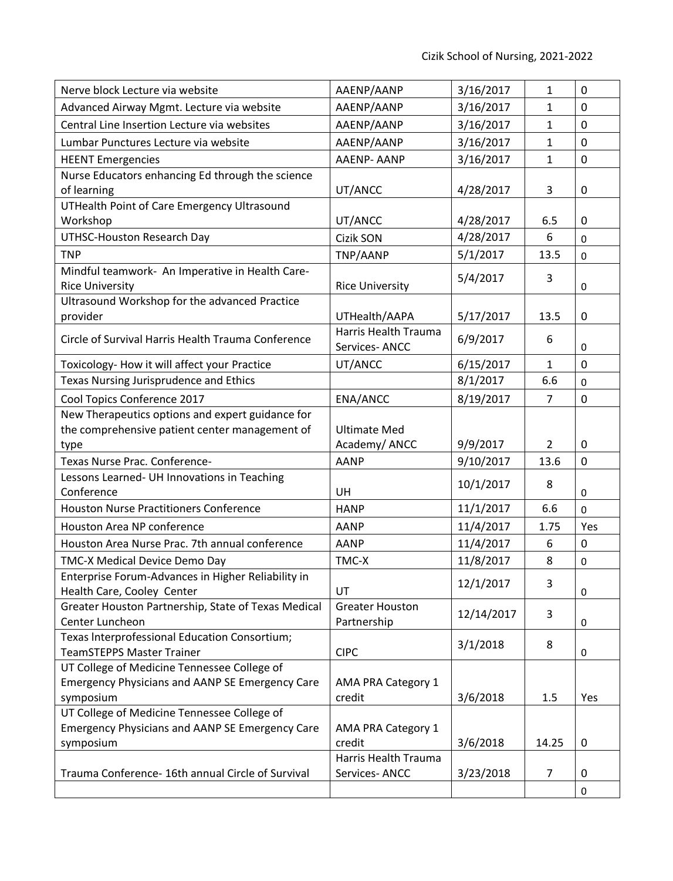| | | | | |
|---|---|---|---|---|
| Nerve block Lecture via website | AAENP/AANP | 3/16/2017 | 1 | 0 |
| Advanced Airway Mgmt. Lecture via website | AAENP/AANP | 3/16/2017 | 1 | 0 |
| Central Line Insertion Lecture via websites | AAENP/AANP | 3/16/2017 | 1 | 0 |
| Lumbar Punctures Lecture via website | AAENP/AANP | 3/16/2017 | 1 | 0 |
| HEENT Emergencies | AAENP- AANP | 3/16/2017 | 1 | 0 |
| Nurse Educators enhancing Ed through the science of learning | UT/ANCC | 4/28/2017 | 3 | 0 |
| UTHealth Point of Care Emergency Ultrasound Workshop | UT/ANCC | 4/28/2017 | 6.5 | 0 |
| UTHSC-Houston Research Day | Cizik SON | 4/28/2017 | 6 | 0 |
| TNP | TNP/AANP | 5/1/2017 | 13.5 | 0 |
| Mindful teamwork- An Imperative in Health Care- Rice University | Rice University | 5/4/2017 | 3 | 0 |
| Ultrasound Workshop for the advanced Practice provider | UTHealth/AAPA | 5/17/2017 | 13.5 | 0 |
| Circle of Survival Harris Health Trauma Conference | Harris Health Trauma Services- ANCC | 6/9/2017 | 6 | 0 |
| Toxicology- How it will affect your Practice | UT/ANCC | 6/15/2017 | 1 | 0 |
| Texas Nursing Jurisprudence and Ethics | | 8/1/2017 | 6.6 | 0 |
| Cool Topics Conference 2017 | ENA/ANCC | 8/19/2017 | 7 | 0 |
| New Therapeutics options and expert guidance for the comprehensive patient center management of type | Ultimate Med Academy/ ANCC | 9/9/2017 | 2 | 0 |
| Texas Nurse Prac. Conference- | AANP | 9/10/2017 | 13.6 | 0 |
| Lessons Learned- UH Innovations in Teaching Conference | UH | 10/1/2017 | 8 | 0 |
| Houston Nurse Practitioners Conference | HANP | 11/1/2017 | 6.6 | 0 |
| Houston Area NP conference | AANP | 11/4/2017 | 1.75 | Yes |
| Houston Area Nurse Prac. 7th annual conference | AANP | 11/4/2017 | 6 | 0 |
| TMC-X Medical Device Demo Day | TMC-X | 11/8/2017 | 8 | 0 |
| Enterprise Forum-Advances in Higher Reliability in Health Care, Cooley Center | UT | 12/1/2017 | 3 | 0 |
| Greater Houston Partnership, State of Texas Medical Center Luncheon | Greater Houston Partnership | 12/14/2017 | 3 | 0 |
| Texas Interprofessional Education Consortium; TeamSTEPPS Master Trainer | CIPC | 3/1/2018 | 8 | 0 |
| UT College of Medicine Tennessee College of Emergency Physicians and AANP SE Emergency Care symposium | AMA PRA Category 1 credit | 3/6/2018 | 1.5 | Yes |
| UT College of Medicine Tennessee College of Emergency Physicians and AANP SE Emergency Care symposium | AMA PRA Category 1 credit | 3/6/2018 | 14.25 | 0 |
| Trauma Conference- 16th annual Circle of Survival | Harris Health Trauma Services- ANCC | 3/23/2018 | 7 | 0 |
| | | | | 0 |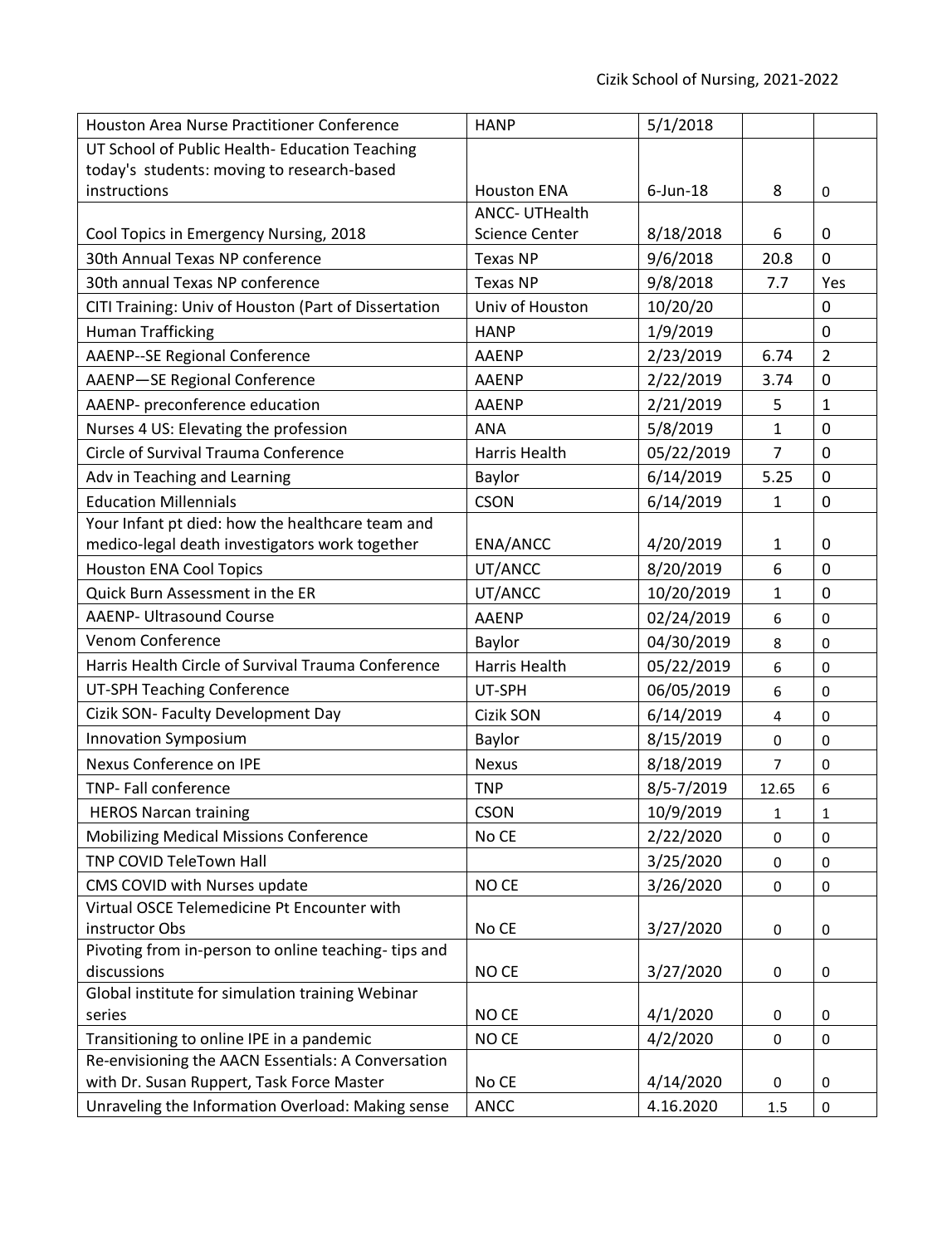| | | | | |
|---|---|---|---|---|
| Houston Area Nurse Practitioner Conference | HANP | 5/1/2018 | | |
| UT School of Public Health- Education Teaching today's students: moving to research-based instructions | Houston ENA | 6-Jun-18 | 8 | 0 |
| Cool Topics in Emergency Nursing, 2018 | ANCC- UTHealth Science Center | 8/18/2018 | 6 | 0 |
| 30th Annual Texas NP conference | Texas NP | 9/6/2018 | 20.8 | 0 |
| 30th annual Texas NP conference | Texas NP | 9/8/2018 | 7.7 | Yes |
| CITI Training: Univ of Houston (Part of Dissertation | Univ of Houston | 10/20/20 | | 0 |
| Human Trafficking | HANP | 1/9/2019 | | 0 |
| AAENP--SE Regional Conference | AAENP | 2/23/2019 | 6.74 | 2 |
| AAENP—SE Regional Conference | AAENP | 2/22/2019 | 3.74 | 0 |
| AAENP- preconference education | AAENP | 2/21/2019 | 5 | 1 |
| Nurses 4 US: Elevating the profession | ANA | 5/8/2019 | 1 | 0 |
| Circle of Survival Trauma Conference | Harris Health | 05/22/2019 | 7 | 0 |
| Adv in Teaching and Learning | Baylor | 6/14/2019 | 5.25 | 0 |
| Education Millennials | CSON | 6/14/2019 | 1 | 0 |
| Your Infant pt died: how the healthcare team and medico-legal death investigators work together | ENA/ANCC | 4/20/2019 | 1 | 0 |
| Houston ENA Cool Topics | UT/ANCC | 8/20/2019 | 6 | 0 |
| Quick Burn Assessment in the ER | UT/ANCC | 10/20/2019 | 1 | 0 |
| AAENP- Ultrasound Course | AAENP | 02/24/2019 | 6 | 0 |
| Venom Conference | Baylor | 04/30/2019 | 8 | 0 |
| Harris Health Circle of Survival Trauma Conference | Harris Health | 05/22/2019 | 6 | 0 |
| UT-SPH Teaching Conference | UT-SPH | 06/05/2019 | 6 | 0 |
| Cizik SON- Faculty Development Day | Cizik SON | 6/14/2019 | 4 | 0 |
| Innovation Symposium | Baylor | 8/15/2019 | 0 | 0 |
| Nexus Conference on IPE | Nexus | 8/18/2019 | 7 | 0 |
| TNP- Fall conference | TNP | 8/5-7/2019 | 12.65 | 6 |
| HEROS Narcan training | CSON | 10/9/2019 | 1 | 1 |
| Mobilizing Medical Missions Conference | No CE | 2/22/2020 | 0 | 0 |
| TNP COVID TeleTown Hall | | 3/25/2020 | 0 | 0 |
| CMS COVID with Nurses update | NO CE | 3/26/2020 | 0 | 0 |
| Virtual OSCE Telemedicine Pt Encounter with instructor Obs | No CE | 3/27/2020 | 0 | 0 |
| Pivoting from in-person to online teaching- tips and discussions | NO CE | 3/27/2020 | 0 | 0 |
| Global institute for simulation training Webinar series | NO CE | 4/1/2020 | 0 | 0 |
| Transitioning to online IPE in a pandemic | NO CE | 4/2/2020 | 0 | 0 |
| Re-envisioning the AACN Essentials: A Conversation with Dr. Susan Ruppert, Task Force Master | No CE | 4/14/2020 | 0 | 0 |
| Unraveling the Information Overload: Making sense | ANCC | 4.16.2020 | 1.5 | 0 |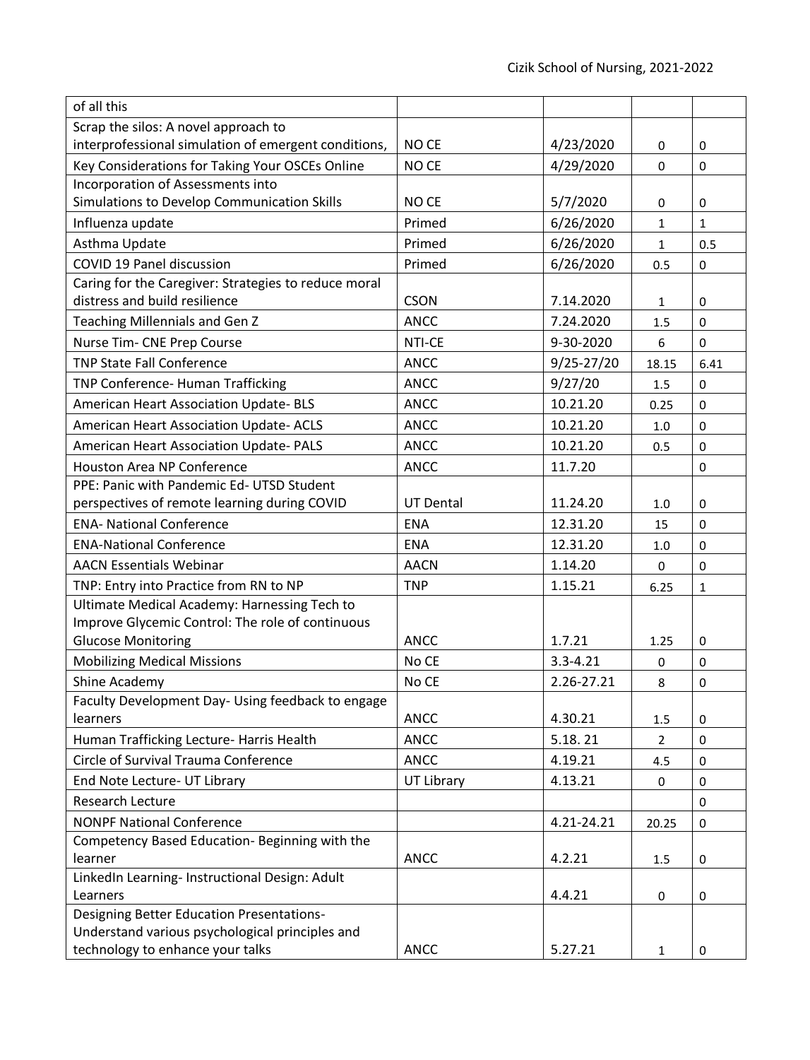| | | | | |
|---|---|---|---|---|
| of all this | | | | |
| Scrap the silos: A novel approach to interprofessional simulation of emergent conditions, | NO CE | 4/23/2020 | 0 | 0 |
| Key Considerations for Taking Your OSCEs Online | NO CE | 4/29/2020 | 0 | 0 |
| Incorporation of Assessments into Simulations to Develop Communication Skills | NO CE | 5/7/2020 | 0 | 0 |
| Influenza update | Primed | 6/26/2020 | 1 | 1 |
| Asthma Update | Primed | 6/26/2020 | 1 | 0.5 |
| COVID 19 Panel discussion | Primed | 6/26/2020 | 0.5 | 0 |
| Caring for the Caregiver: Strategies to reduce moral distress and build resilience | CSON | 7.14.2020 | 1 | 0 |
| Teaching Millennials and Gen Z | ANCC | 7.24.2020 | 1.5 | 0 |
| Nurse Tim- CNE Prep Course | NTI-CE | 9-30-2020 | 6 | 0 |
| TNP State Fall Conference | ANCC | 9/25-27/20 | 18.15 | 6.41 |
| TNP Conference- Human Trafficking | ANCC | 9/27/20 | 1.5 | 0 |
| American Heart Association Update- BLS | ANCC | 10.21.20 | 0.25 | 0 |
| American Heart Association Update- ACLS | ANCC | 10.21.20 | 1.0 | 0 |
| American Heart Association Update- PALS | ANCC | 10.21.20 | 0.5 | 0 |
| Houston Area NP Conference | ANCC | 11.7.20 | | 0 |
| PPE: Panic with Pandemic Ed- UTSD Student perspectives of remote learning during COVID | UT Dental | 11.24.20 | 1.0 | 0 |
| ENA- National Conference | ENA | 12.31.20 | 15 | 0 |
| ENA-National Conference | ENA | 12.31.20 | 1.0 | 0 |
| AACN Essentials Webinar | AACN | 1.14.20 | 0 | 0 |
| TNP: Entry into Practice from RN to NP | TNP | 1.15.21 | 6.25 | 1 |
| Ultimate Medical Academy: Harnessing Tech to Improve Glycemic Control: The role of continuous Glucose Monitoring | ANCC | 1.7.21 | 1.25 | 0 |
| Mobilizing Medical Missions | No CE | 3.3-4.21 | 0 | 0 |
| Shine Academy | No CE | 2.26-27.21 | 8 | 0 |
| Faculty Development Day- Using feedback to engage learners | ANCC | 4.30.21 | 1.5 | 0 |
| Human Trafficking Lecture- Harris Health | ANCC | 5.18. 21 | 2 | 0 |
| Circle of Survival Trauma Conference | ANCC | 4.19.21 | 4.5 | 0 |
| End Note Lecture- UT Library | UT Library | 4.13.21 | 0 | 0 |
| Research Lecture | | | | 0 |
| NONPF National Conference | | 4.21-24.21 | 20.25 | 0 |
| Competency Based Education- Beginning with the learner | ANCC | 4.2.21 | 1.5 | 0 |
| LinkedIn Learning- Instructional Design: Adult Learners | | 4.4.21 | 0 | 0 |
| Designing Better Education Presentations- Understand various psychological principles and technology to enhance your talks | ANCC | 5.27.21 | 1 | 0 |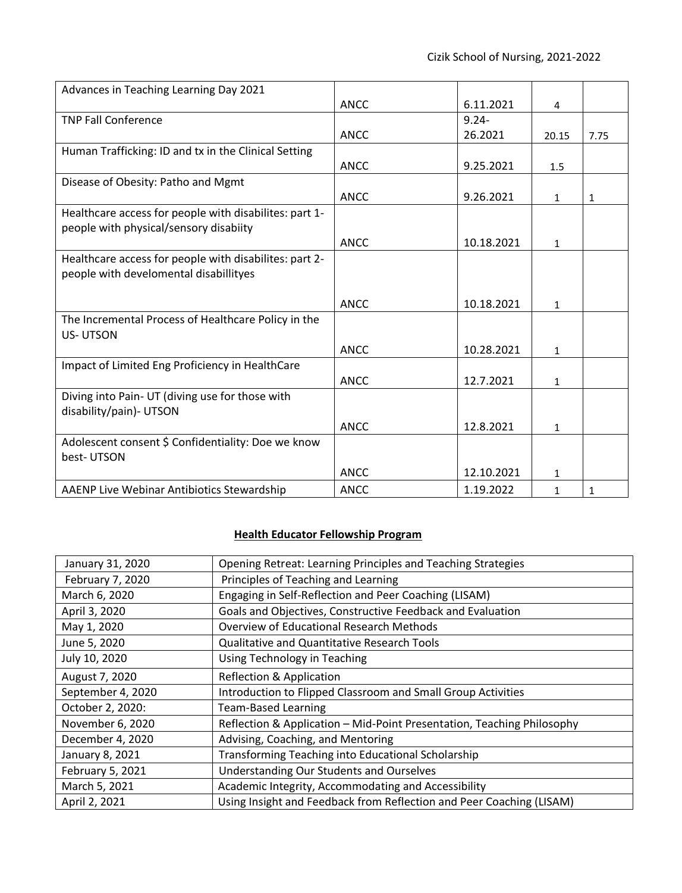| | | | | |
|---|---|---|---|---|
| Advances in Teaching Learning Day 2021 | ANCC | 6.11.2021 | 4 | |
| TNP Fall Conference | ANCC | 9.24-26.2021 | 20.15 | 7.75 |
| Human Trafficking: ID and tx in the Clinical Setting | ANCC | 9.25.2021 | 1.5 | |
| Disease of Obesity: Patho and Mgmt | ANCC | 9.26.2021 | 1 | 1 |
| Healthcare access for people with disabilites: part 1- people with physical/sensory disabiity | ANCC | 10.18.2021 | 1 | |
| Healthcare access for people with disabilites: part 2- people with develomental disabillityes | ANCC | 10.18.2021 | 1 | |
| The Incremental Process of Healthcare Policy in the US- UTSON | ANCC | 10.28.2021 | 1 | |
| Impact of Limited Eng Proficiency in HealthCare | ANCC | 12.7.2021 | 1 | |
| Diving into Pain- UT (diving use for those with disability/pain)- UTSON | ANCC | 12.8.2021 | 1 | |
| Adolescent consent $ Confidentiality: Doe we know best- UTSON | ANCC | 12.10.2021 | 1 | |
| AAENP Live Webinar Antibiotics Stewardship | ANCC | 1.19.2022 | 1 | 1 |

**Health Educator Fellowship Program**

| | |
|---|---|
| January 31, 2020 | Opening Retreat: Learning Principles and Teaching Strategies |
| February 7, 2020 | Principles of Teaching and Learning |
| March 6, 2020 | Engaging in Self-Reflection and Peer Coaching (LISAM) |
| April 3, 2020 | Goals and Objectives, Constructive Feedback and Evaluation |
| May 1, 2020 | Overview of Educational Research Methods |
| June 5, 2020 | Qualitative and Quantitative Research Tools |
| July 10, 2020 | Using Technology in Teaching |
| August 7, 2020 | Reflection & Application |
| September 4, 2020 | Introduction to Flipped Classroom and Small Group Activities |
| October 2, 2020: | Team-Based Learning |
| November 6, 2020 | Reflection & Application – Mid-Point Presentation, Teaching Philosophy |
| December 4, 2020 | Advising, Coaching, and Mentoring |
| January 8, 2021 | Transforming Teaching into Educational Scholarship |
| February 5, 2021 | Understanding Our Students and Ourselves |
| March 5, 2021 | Academic Integrity, Accommodating and Accessibility |
| April 2, 2021 | Using Insight and Feedback from Reflection and Peer Coaching (LISAM) |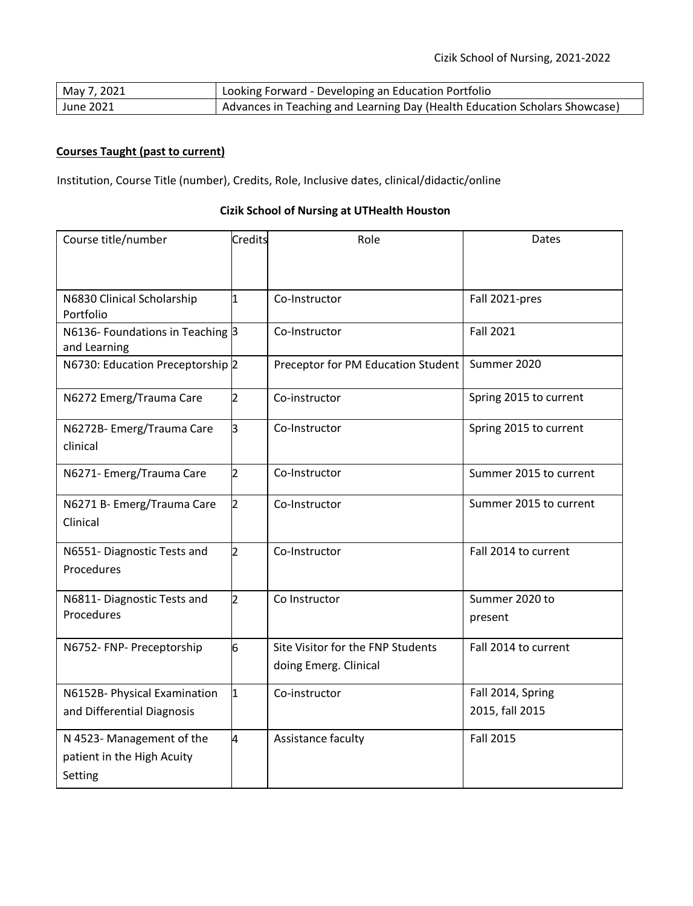| | |
|---|---|
| May 7, 2021 | Looking Forward - Developing an Education Portfolio |
| June 2021 | Advances in Teaching and Learning Day (Health Education Scholars Showcase) |

**Courses Taught (past to current)**

Institution, Course Title (number), Credits, Role, Inclusive dates, clinical/didactic/online

**Cizik School of Nursing at UTHealth Houston**

| Course title/number | Credits | Role | Dates |
|---|---|---|---|
| N6830 Clinical Scholarship Portfolio | 1 | Co-Instructor | Fall 2021-pres |
| N6136- Foundations in Teaching and Learning | 3 | Co-Instructor | Fall 2021 |
| N6730: Education Preceptorship | 2 | Preceptor for PM Education Student | Summer 2020 |
| N6272 Emerg/Trauma Care | 2 | Co-instructor | Spring 2015 to current |
| N6272B- Emerg/Trauma Care clinical | 3 | Co-Instructor | Spring 2015 to current |
| N6271- Emerg/Trauma Care | 2 | Co-Instructor | Summer 2015 to current |
| N6271 B- Emerg/Trauma Care Clinical | 2 | Co-Instructor | Summer 2015 to current |
| N6551- Diagnostic Tests and Procedures | 2 | Co-Instructor | Fall 2014 to current |
| N6811- Diagnostic Tests and Procedures | 2 | Co Instructor | Summer 2020 to present |
| N6752- FNP- Preceptorship | 6 | Site Visitor for the FNP Students doing Emerg. Clinical | Fall 2014 to current |
| N6152B- Physical Examination and Differential Diagnosis | 1 | Co-instructor | Fall 2014, Spring 2015, fall 2015 |
| N 4523- Management of the patient in the High Acuity Setting | 4 | Assistance faculty | Fall 2015 |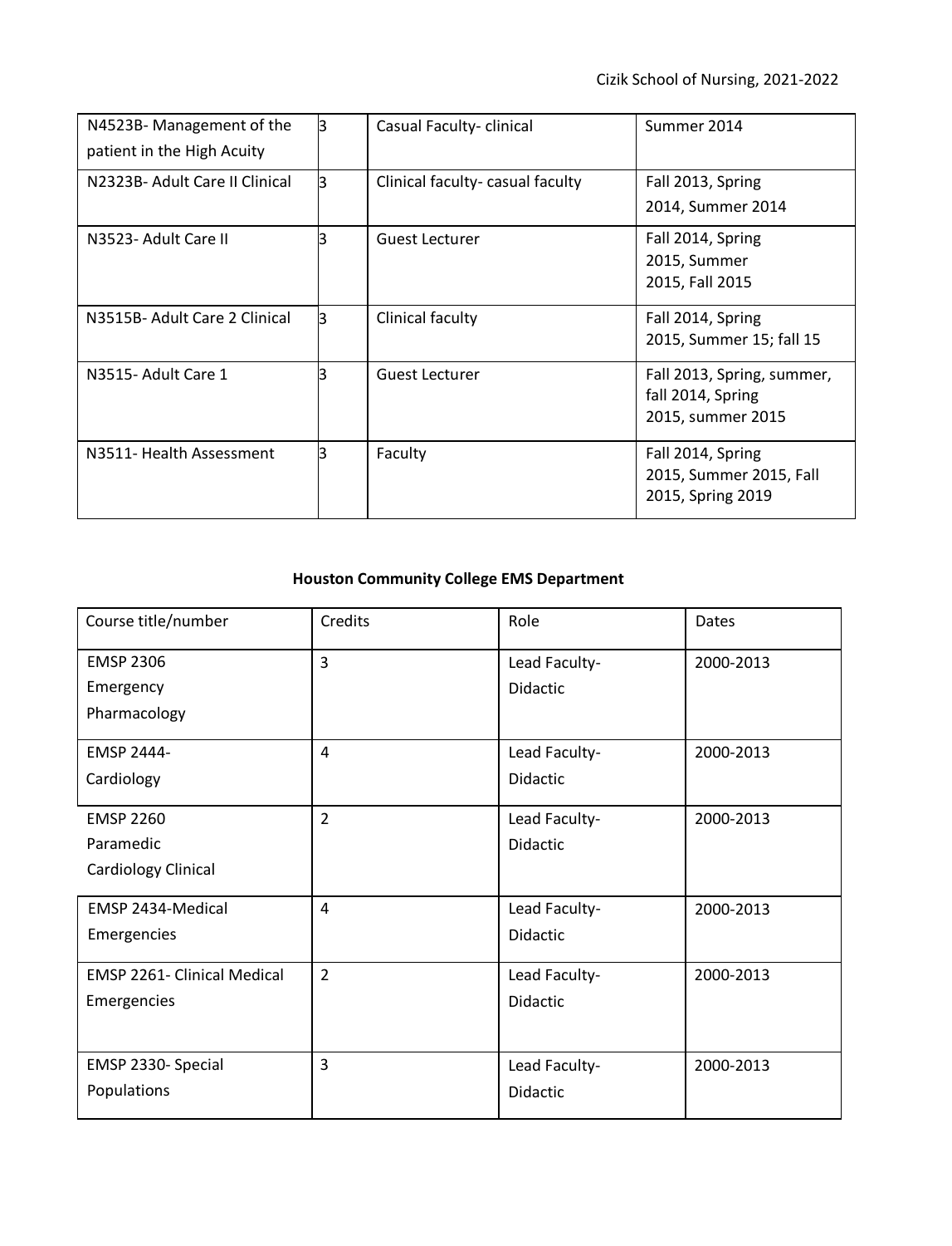| | | | |
|---|---|---|---|
| N4523B- Management of the patient in the High Acuity | 3 | Casual Faculty- clinical | Summer 2014 |
| N2323B- Adult Care II Clinical | 3 | Clinical faculty- casual faculty | Fall 2013, Spring 2014, Summer 2014 |
| N3523- Adult Care II | 3 | Guest Lecturer | Fall 2014, Spring 2015, Summer 2015, Fall 2015 |
| N3515B- Adult Care 2 Clinical | 3 | Clinical faculty | Fall 2014, Spring 2015, Summer 15; fall 15 |
| N3515- Adult Care 1 | 3 | Guest Lecturer | Fall 2013, Spring, summer, fall 2014, Spring 2015, summer 2015 |
| N3511- Health Assessment | 3 | Faculty | Fall 2014, Spring 2015, Summer 2015, Fall 2015, Spring 2019 |

**Houston Community College EMS Department**

| Course title/number | Credits | Role | Dates |
|---|---|---|---|
| EMSP 2306 Emergency Pharmacology | 3 | Lead Faculty- Didactic | 2000-2013 |
| EMSP 2444- Cardiology | 4 | Lead Faculty- Didactic | 2000-2013 |
| EMSP 2260 Paramedic Cardiology Clinical | 2 | Lead Faculty- Didactic | 2000-2013 |
| EMSP 2434-Medical Emergencies | 4 | Lead Faculty- Didactic | 2000-2013 |
| EMSP 2261- Clinical Medical Emergencies | 2 | Lead Faculty- Didactic | 2000-2013 |
| EMSP 2330- Special Populations | 3 | Lead Faculty- Didactic | 2000-2013 |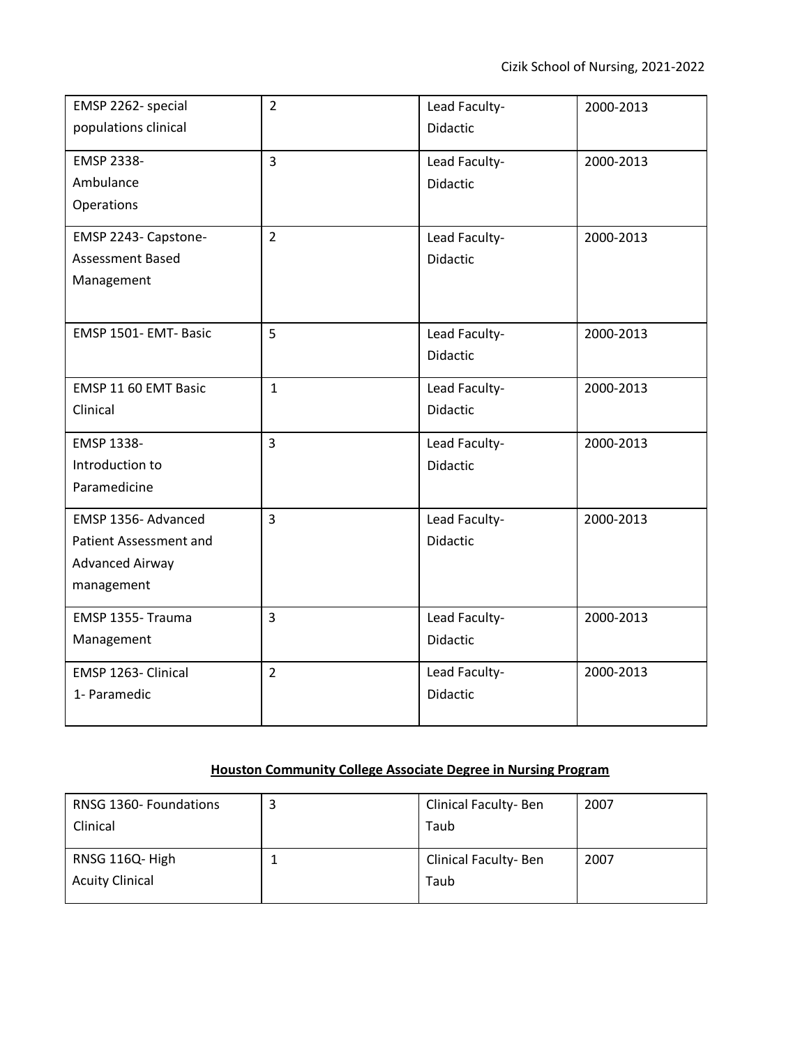| | | | |
|---|---|---|---|
| EMSP 2262- special populations clinical | 2 | Lead Faculty- Didactic | 2000-2013 |
| EMSP 2338- Ambulance Operations | 3 | Lead Faculty- Didactic | 2000-2013 |
| EMSP 2243- Capstone- Assessment Based Management | 2 | Lead Faculty- Didactic | 2000-2013 |
| EMSP 1501- EMT- Basic | 5 | Lead Faculty- Didactic | 2000-2013 |
| EMSP 11 60 EMT Basic Clinical | 1 | Lead Faculty- Didactic | 2000-2013 |
| EMSP 1338- Introduction to Paramedicine | 3 | Lead Faculty- Didactic | 2000-2013 |
| EMSP 1356- Advanced Patient Assessment and Advanced Airway management | 3 | Lead Faculty- Didactic | 2000-2013 |
| EMSP 1355- Trauma Management | 3 | Lead Faculty- Didactic | 2000-2013 |
| EMSP 1263- Clinical 1- Paramedic | 2 | Lead Faculty- Didactic | 2000-2013 |

**Houston Community College Associate Degree in Nursing Program**

| | | | |
|---|---|---|---|
| RNSG 1360- Foundations Clinical | 3 | Clinical Faculty- Ben Taub | 2007 |
| RNSG 116Q- High Acuity Clinical | 1 | Clinical Faculty- Ben Taub | 2007 |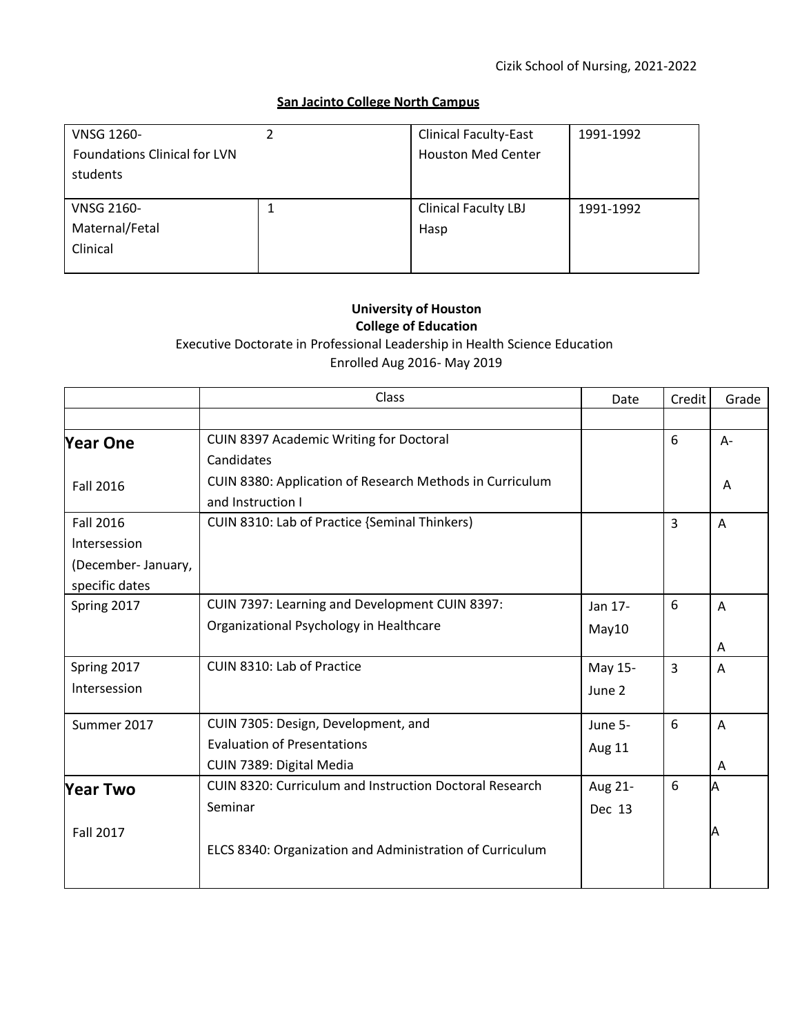## San Jacinto College North Campus

| | | | |
|---|---|---|---|
| VNSG 1260- Foundations Clinical for LVN students | 2 | Clinical Faculty-East Houston Med Center | 1991-1992 |
| VNSG 2160- Maternal/Fetal Clinical | 1 | Clinical Faculty LBJ Hasp | 1991-1992 |

**University of Houston**
**College of Education**
Executive Doctorate in Professional Leadership in Health Science Education
Enrolled Aug 2016- May 2019

| | Class | Date | Credit | Grade |
|---|---|---|---|---|
| | | | | |
| **Year One** Fall 2016 | CUIN 8397 Academic Writing for Doctoral Candidates<br>CUIN 8380: Application of Research Methods in Curriculum and Instruction I | | 6 | A-<br>A |
| Fall 2016 Intersession (December- January, specific dates | CUIN 8310: Lab of Practice {Seminal Thinkers) | | 3 | A |
| Spring 2017 | CUIN 7397: Learning and Development CUIN 8397: Organizational Psychology in Healthcare | Jan 17- May10 | 6 | A<br>A |
| Spring 2017 Intersession | CUIN 8310: Lab of Practice | May 15- June 2 | 3 | A |
| Summer 2017 | CUIN 7305: Design, Development, and Evaluation of Presentations<br>CUIN 7389: Digital Media | June 5- Aug 11 | 6 | A<br>A |
| **Year Two** Fall 2017 | CUIN 8320: Curriculum and Instruction Doctoral Research Seminar<br>ELCS 8340: Organization and Administration of Curriculum | Aug 21- Dec 13 | 6 | A<br>A |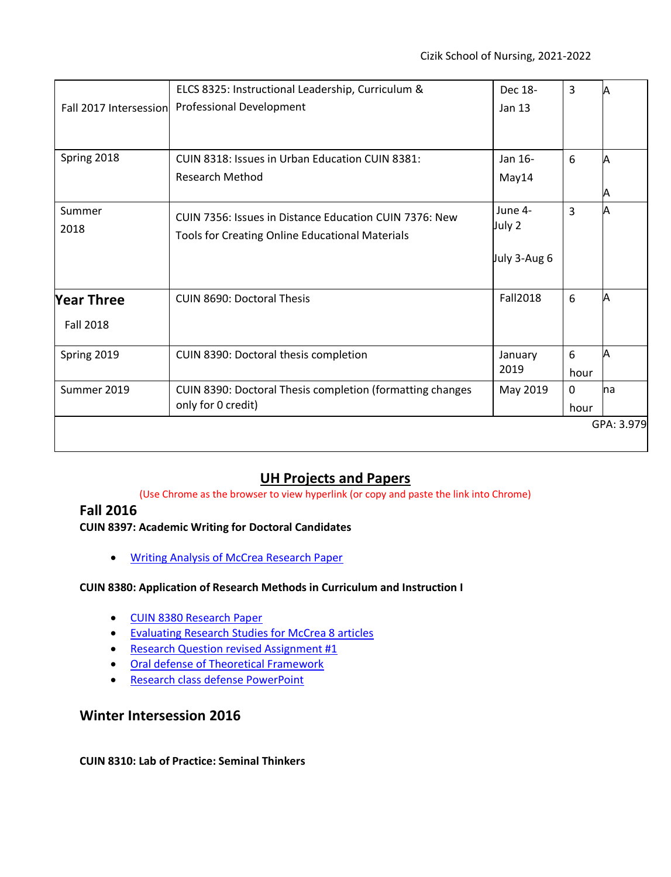| | | | | |
|---|---|---|---|---|
| Fall 2017 Intersession | ELCS 8325: Instructional Leadership, Curriculum & Professional Development | Dec 18- Jan 13 | 3 | A |
| Spring 2018 | CUIN 8318: Issues in Urban Education CUIN 8381: Research Method | Jan 16- May14 | 6 | A A |
| Summer 2018 | CUIN 7356: Issues in Distance Education CUIN 7376: New Tools for Creating Online Educational Materials | June 4- July 2 July 3-Aug 6 | 3 | A |
| **Year Three** Fall 2018 | CUIN 8690: Doctoral Thesis | Fall2018 | 6 | A |
| Spring 2019 | CUIN 8390: Doctoral thesis completion | January 2019 | 6 hour | A |
| Summer 2019 | CUIN 8390: Doctoral Thesis completion (formatting changes only for 0 credit) | May 2019 | 0 hour | na |
| | | | | GPA: 3.979 |

## UH Projects and Papers

(Use Chrome as the browser to view hyperlink (or copy and paste the link into Chrome)

### Fall 2016

**CUIN 8397: Academic Writing for Doctoral Candidates**

- Writing Analysis of McCrea Research Paper

**CUIN 8380: Application of Research Methods in Curriculum and Instruction I**

- CUIN 8380 Research Paper
- Evaluating Research Studies for McCrea 8 articles
- Research Question revised Assignment #1
- Oral defense of Theoretical Framework
- Research class defense PowerPoint

### Winter Intersession 2016

**CUIN 8310: Lab of Practice: Seminal Thinkers**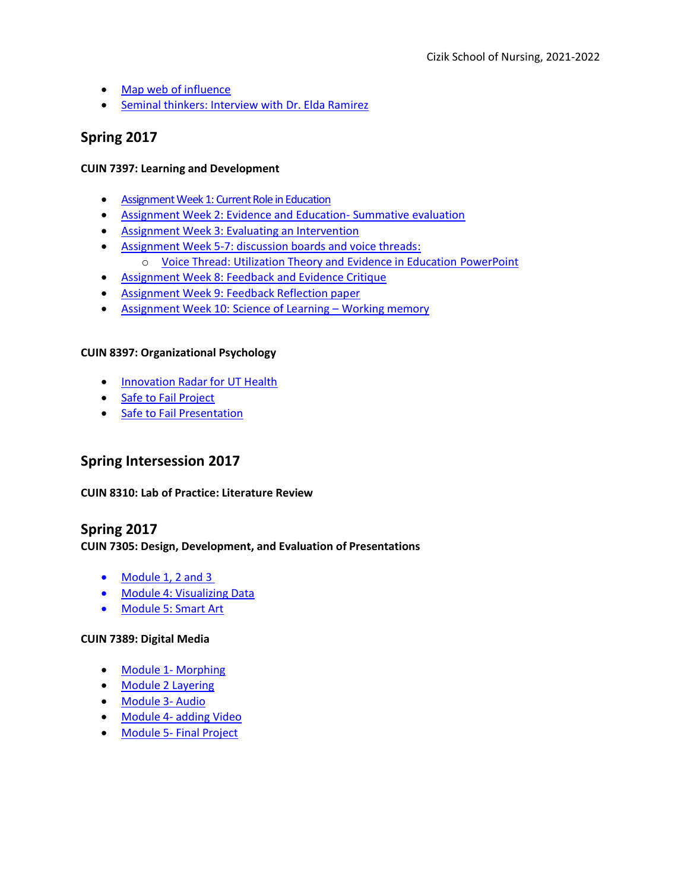- Map web of influence
- Seminal thinkers: Interview with Dr. Elda Ramirez

## Spring 2017

**CUIN 7397: Learning and Development**

- Assignment Week 1: Current Role in Education
- Assignment Week 2: Evidence and Education- Summative evaluation
- Assignment Week 3: Evaluating an Intervention
- Assignment Week 5-7: discussion boards and voice threads:
    - Voice Thread: Utilization Theory and Evidence in Education PowerPoint
- Assignment Week 8: Feedback and Evidence Critique
- Assignment Week 9: Feedback Reflection paper
- Assignment Week 10: Science of Learning – Working memory

**CUIN 8397: Organizational Psychology**

- Innovation Radar for UT Health
- Safe to Fail Project
- Safe to Fail Presentation

## Spring Intersession 2017

**CUIN 8310: Lab of Practice: Literature Review**

## Spring 2017

**CUIN 7305: Design, Development, and Evaluation of Presentations**

- Module 1, 2 and 3
- Module 4: Visualizing Data
- Module 5: Smart Art

**CUIN 7389: Digital Media**

- Module 1- Morphing
- Module 2 Layering
- Module 3- Audio
- Module 4- adding Video
- Module 5- Final Project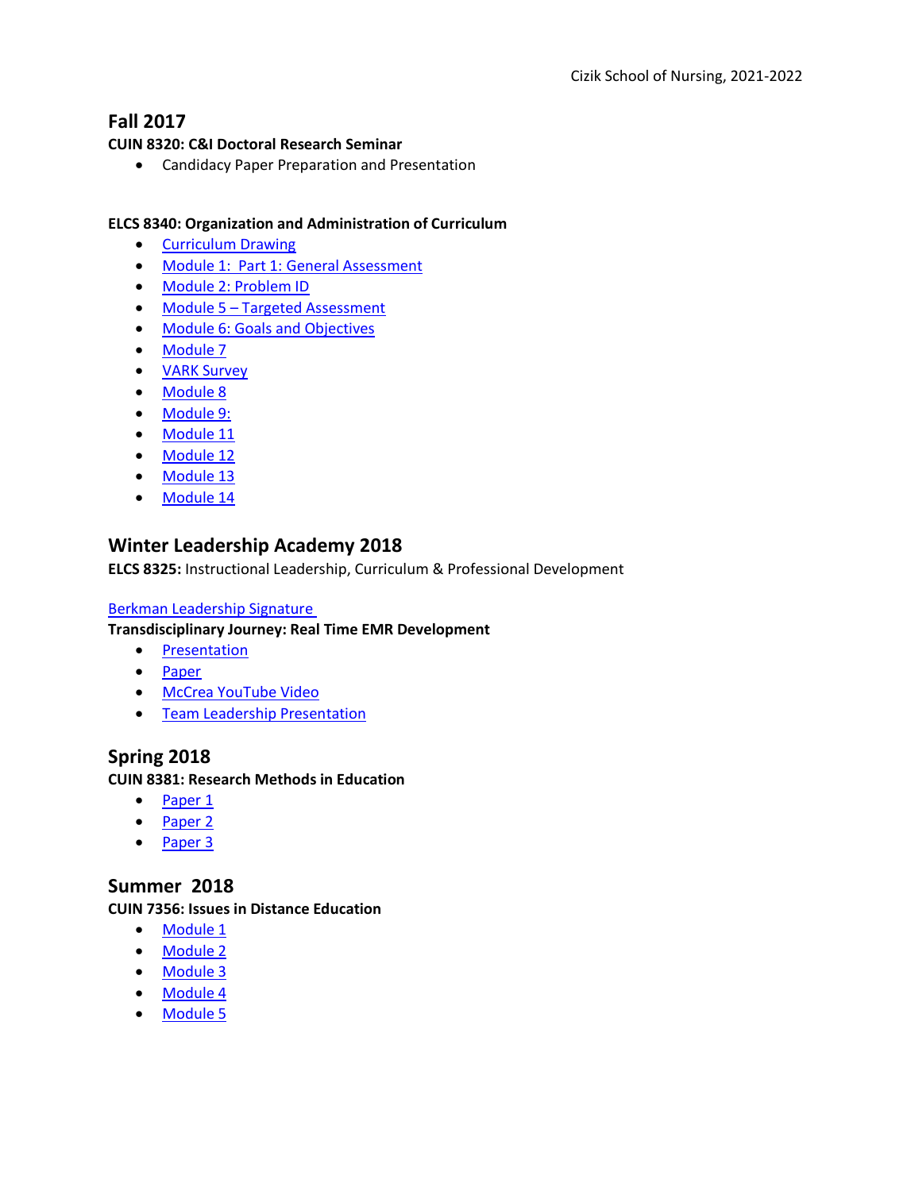## Fall 2017

**CUIN 8320: C&I Doctoral Research Seminar**

- Candidacy Paper Preparation and Presentation

**ELCS 8340: Organization and Administration of Curriculum**

- Curriculum Drawing
- Module 1: Part 1: General Assessment
- Module 2: Problem ID
- Module 5 – Targeted Assessment
- Module 6: Goals and Objectives
- Module 7
- VARK Survey
- Module 8
- Module 9:
- Module 11
- Module 12
- Module 13
- Module 14

## Winter Leadership Academy 2018

**ELCS 8325:** Instructional Leadership, Curriculum & Professional Development

Berkman Leadership Signature

**Transdisciplinary Journey: Real Time EMR Development**

- Presentation
- Paper
- McCrea YouTube Video
- Team Leadership Presentation

## Spring 2018

**CUIN 8381: Research Methods in Education**

- Paper 1
- Paper 2
- Paper 3

## Summer 2018

**CUIN 7356: Issues in Distance Education**

- Module 1
- Module 2
- Module 3
- Module 4
- Module 5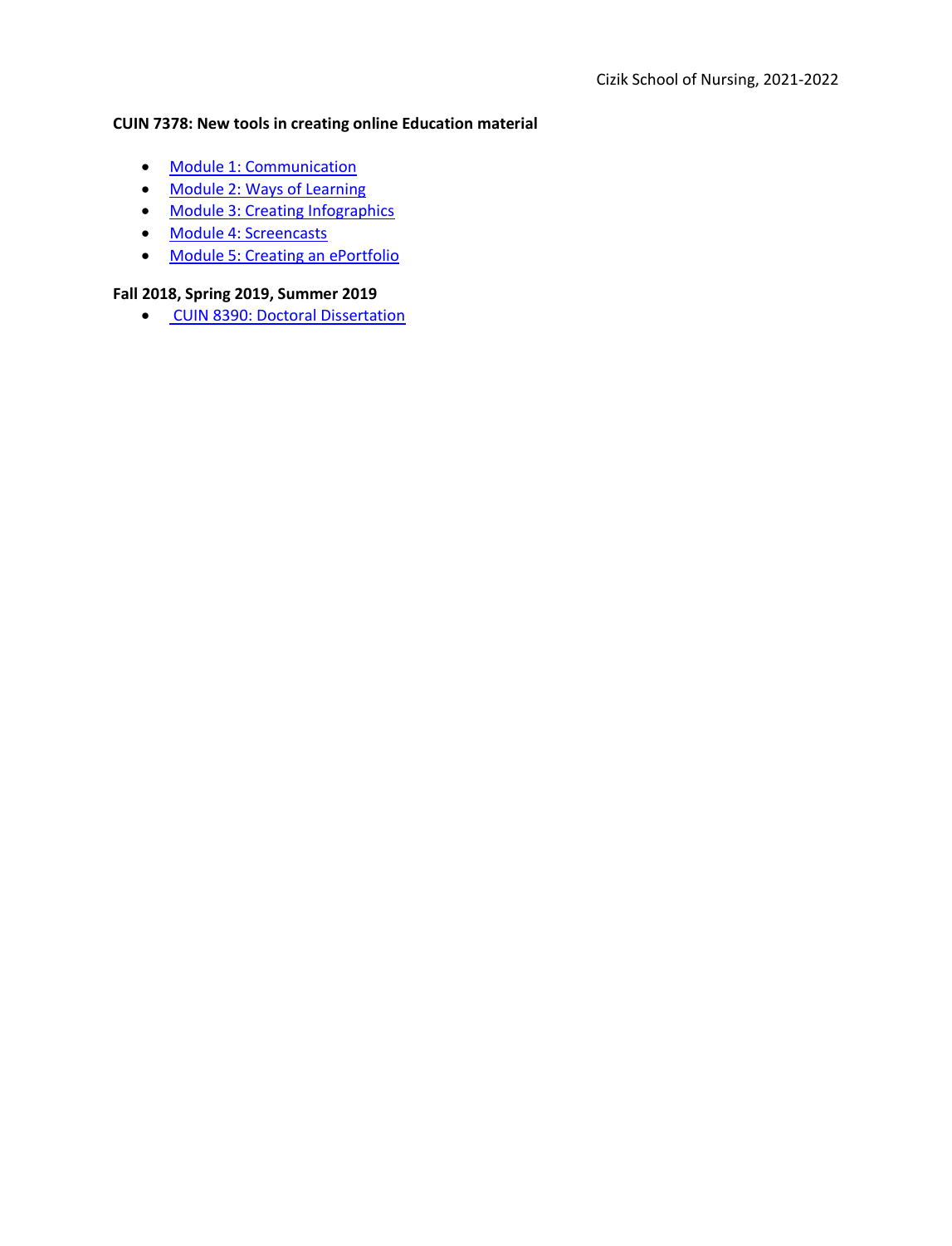Cizik School of Nursing, 2021-2022

**CUIN 7378: New tools in creating online Education material**

- Module 1: Communication
- Module 2: Ways of Learning
- Module 3: Creating Infographics
- Module 4: Screencasts
- Module 5: Creating an ePortfolio

**Fall 2018, Spring 2019, Summer 2019**

- CUIN 8390: Doctoral Dissertation